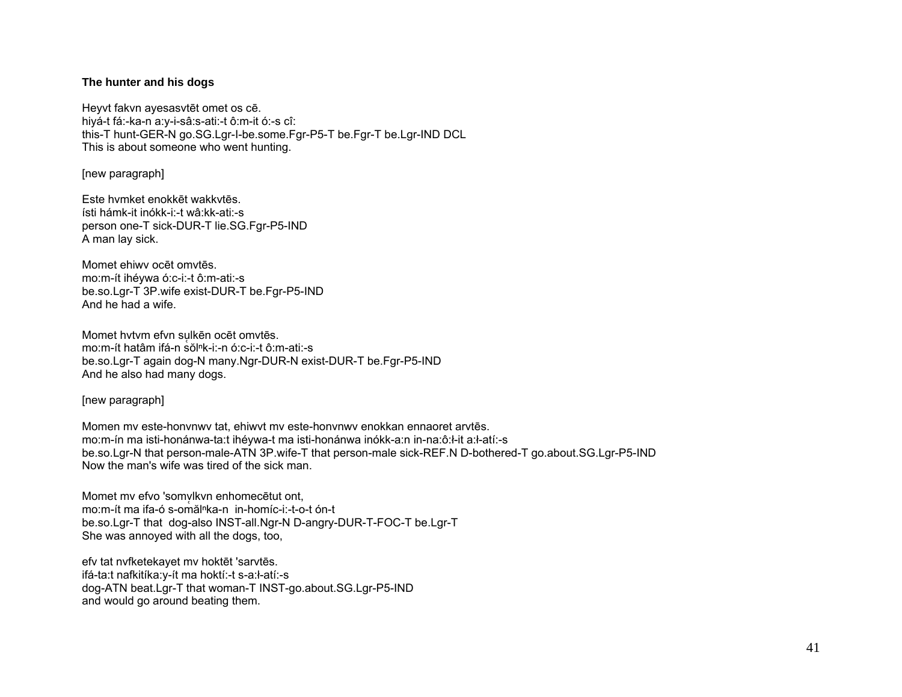**The hunter and his dogs**

Heyvt fakvn ayesasvtēt omet os cē.
hiyá-t fá:-ka-n a:y-i-sâ:s-ati:-t ô:m-it ó:-s cî:
this-T hunt-GER-N go.SG.Lgr-I-be.some.Fgr-P5-T be.Fgr-T be.Lgr-IND DCL
This is about someone who went hunting.

[new paragraph]

Este hvmket enokkēt wakkvtēs.
ísti hámk-it inókk-i:-t wâ:kk-ati:-s
person one-T sick-DUR-T lie.SG.Fgr-P5-IND
A man lay sick.

Momet ehiwv ocēt omvtēs.
mo:m-ít ihéywa ó:c-i:-t ô:m-ati:-s
be.so.Lgr-T 3P.wife exist-DUR-T be.Fgr-P5-IND
And he had a wife.

Momet hvtvm efvn su̥lkēn ocēt omvtēs.
mo:m-ít hatâm ifá-n sŏl̥ⁿk-i:-n ó:c-i:-t ô:m-ati:-s
be.so.Lgr-T again dog-N many.Ngr-DUR-N exist-DUR-T be.Fgr-P5-IND
And he also had many dogs.

[new paragraph]

Momen mv este-honvnwv tat, ehiwvt mv este-honvnwv enokkan ennaoret arvtēs.
mo:m-ín ma isti-honánwa-ta:t ihéywa-t ma isti-honánwa inókk-a:n in-na:ô:ɬ-it a:ɬ-atí:-s
be.so.Lgr-N that person-male-ATN 3P.wife-T that person-male sick-REF.N D-bothered-T go.about.SG.Lgr-P5-IND
Now the man's wife was tired of the sick man.

Momet mv efvo 'somv̥lkvn enhomecētut ont,
mo:m-ít ma ifa-ó s-omăl̥ⁿka-n in-homíc-i:-t-o-t ón-t
be.so.Lgr-T that dog-also INST-all.Ngr-N D-angry-DUR-T-FOC-T be.Lgr-T
She was annoyed with all the dogs, too,

efv tat nvfketekayet mv hoktēt 'sarvtēs.
ifá-ta:t nafkitíka:y-ít ma hoktí:-t s-a:ɬ-atí:-s
dog-ATN beat.Lgr-T that woman-T INST-go.about.SG.Lgr-P5-IND
and would go around beating them.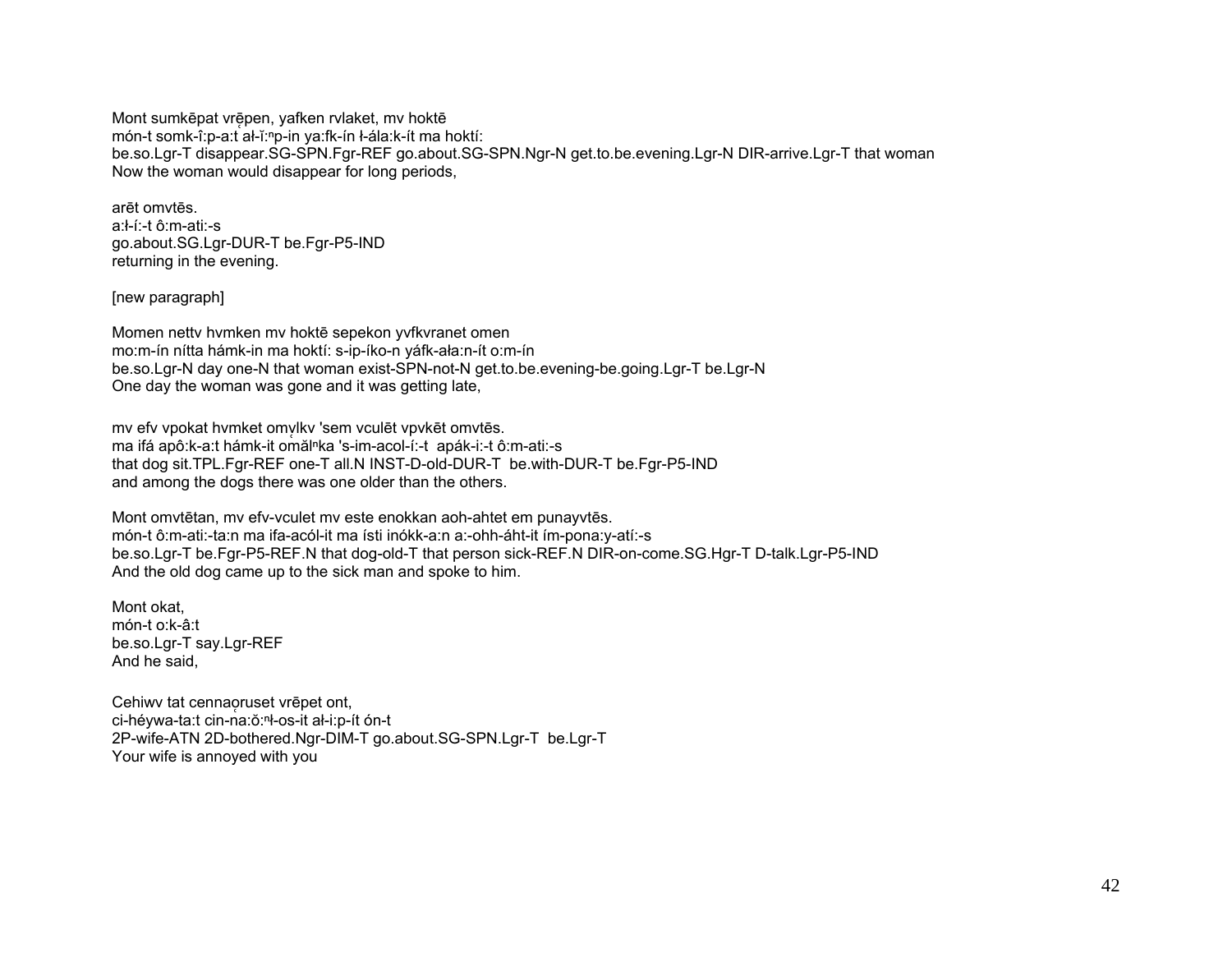Mont sumkēpat vrḛ̄pen, yafken rvlaket, mv hoktē
món-t somk-î:p-a:t̥ ał-ĭ:ⁿp-in ya:fk-ín ɬ-ála:k-ít ma hoktí:
be.so.Lgr-T disappear.SG-SPN.Fgr-REF go.about.SG-SPN.Ngr-N get.to.be.evening.Lgr-N DIR-arrive.Lgr-T that woman
Now the woman would disappear for long periods,

arēt omvtēs.
a:ɬ-í:-t ô:m-ati:-s
go.about.SG.Lgr-DUR-T be.Fgr-P5-IND
returning in the evening.

[new paragraph]

Momen nettv hvmken mv hoktē sepekon yvfkvranet omen
mo:m-ín nítta hámk-in ma hoktí: s-ip-íko-n yáfk-ała:n-ít o:m-ín
be.so.Lgr-N day one-N that woman exist-SPN-not-N get.to.be.evening-be.going.Lgr-T be.Lgr-N
One day the woman was gone and it was getting late,

mv efv vpokat hvmket omv̥lkv 'sem vculēt vpvkēt omvtēs.
ma ifá apô:k-a:t hámk-it om̥ălⁿka 's-im-acol-í:-t apák-i:-t ô:m-ati:-s
that dog sit.TPL.Fgr-REF one-T all.N INST-D-old-DUR-T be.with-DUR-T be.Fgr-P5-IND
and among the dogs there was one older than the others.

Mont omvtētan, mv efv-vculet mv este enokkan aoh-ahtet em punayvtēs.
món-t ô:m-ati:-ta:n ma ifa-acól-it ma ísti inókk-a:n a:-ohh-áht-it ím-pona:y-atí:-s
be.so.Lgr-T be.Fgr-P5-REF.N that dog-old-T that person sick-REF.N DIR-on-come.SG.Hgr-T D-talk.Lgr-P5-IND
And the old dog came up to the sick man and spoke to him.

Mont okat,
món-t o:k-â:t
be.so.Lgr-T say.Lgr-REF
And he said,

Cehiwv tat cennaọruset vrēpet ont,
ci-héywa-ta:t cin-na:ŏ:ⁿɬ-os-it ał-i:p-ít ón-t
2P-wife-ATN 2D-bothered.Ngr-DIM-T go.about.SG-SPN.Lgr-T be.Lgr-T
Your wife is annoyed with you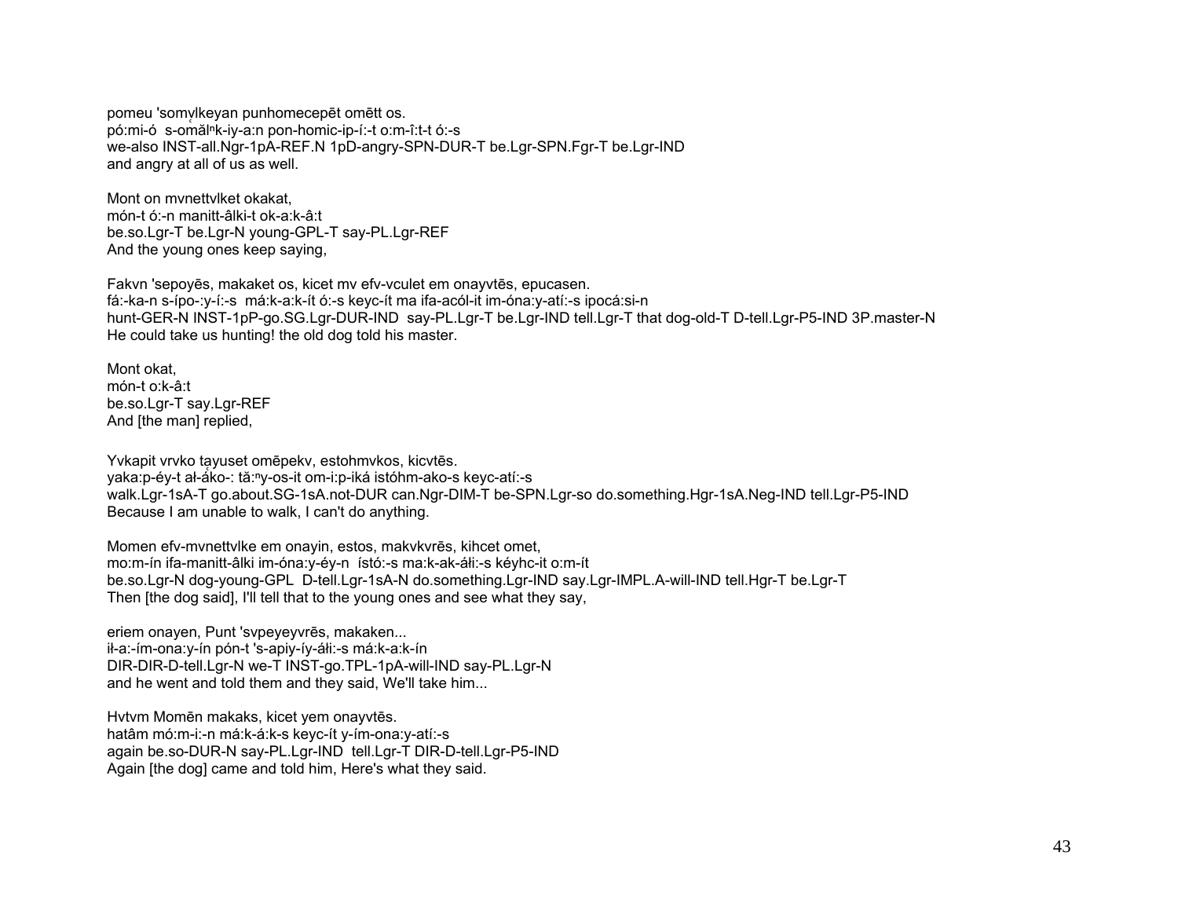pomeu 'somv̜lkeyan punhomecepēt omētt os.
pó:mi-ó  s-omălⁿk-iy-a:n pon-homic-ip-í:-t o:m-î:t-t ó:-s
we-also INST-all.Ngr-1pA-REF.N 1pD-angry-SPN-DUR-T be.Lgr-SPN.Fgr-T be.Lgr-IND
and angry at all of us as well.

Mont on mvnettvlket okakat,
món-t ó:-n manitt-âlki-t ok-a:k-â:t
be.so.Lgr-T be.Lgr-N young-GPL-T say-PL.Lgr-REF
And the young ones keep saying,

Fakvn 'sepoyēs, makaket os, kicet mv efv-vculet em onayvtēs, epucasen.
fá:-ka-n s-ípo-:y-í:-s  má:k-a:k-ít ó:-s keyc-ít ma ifa-acól-it im-óna:y-atí:-s ipocá:si-n
hunt-GER-N INST-1pP-go.SG.Lgr-DUR-IND  say-PL.Lgr-T be.Lgr-IND tell.Lgr-T that dog-old-T D-tell.Lgr-P5-IND 3P.master-N
He could take us hunting! the old dog told his master.

Mont okat,
món-t o:k-â:t
be.so.Lgr-T say.Lgr-REF
And [the man] replied,

Yvkapit vrvko tayuset omēpekv, estohmvkos, kicvtēs.
yaka:p-éy-t ał-áko-: tă:ⁿy-os-it om-i:p-iká istóhm-ako-s keyc-atí:-s
walk.Lgr-1sA-T go.about.SG-1sA.not-DUR can.Ngr-DIM-T be-SPN.Lgr-so do.something.Hgr-1sA.Neg-IND tell.Lgr-P5-IND
Because I am unable to walk, I can't do anything.

Momen efv-mvnettvlke em onayin, estos, makvkvrēs, kihcet omet,
mo:m-ín ifa-manitt-âlki im-óna:y-éy-n  ístó:-s ma:k-ak-áłi:-s kéyhc-it o:m-ít
be.so.Lgr-N dog-young-GPL  D-tell.Lgr-1sA-N do.something.Lgr-IND say.Lgr-IMPL.A-will-IND tell.Hgr-T be.Lgr-T
Then [the dog said], I'll tell that to the young ones and see what they say,

eriem onayen, Punt 'svpeyeyvrēs, makaken...
ił-a:-ím-ona:y-ín pón-t 's-apiy-íy-áłi:-s má:k-a:k-ín
DIR-DIR-D-tell.Lgr-N we-T INST-go.TPL-1pA-will-IND say-PL.Lgr-N
and he went and told them and they said, We'll take him...

Hvtvm Momēn makaks, kicet yem onayvtēs.
hatâm mó:m-i:-n má:k-á:k-s keyc-ít y-ím-ona:y-atí:-s
again be.so-DUR-N say-PL.Lgr-IND  tell.Lgr-T DIR-D-tell.Lgr-P5-IND
Again [the dog] came and told him, Here's what they said.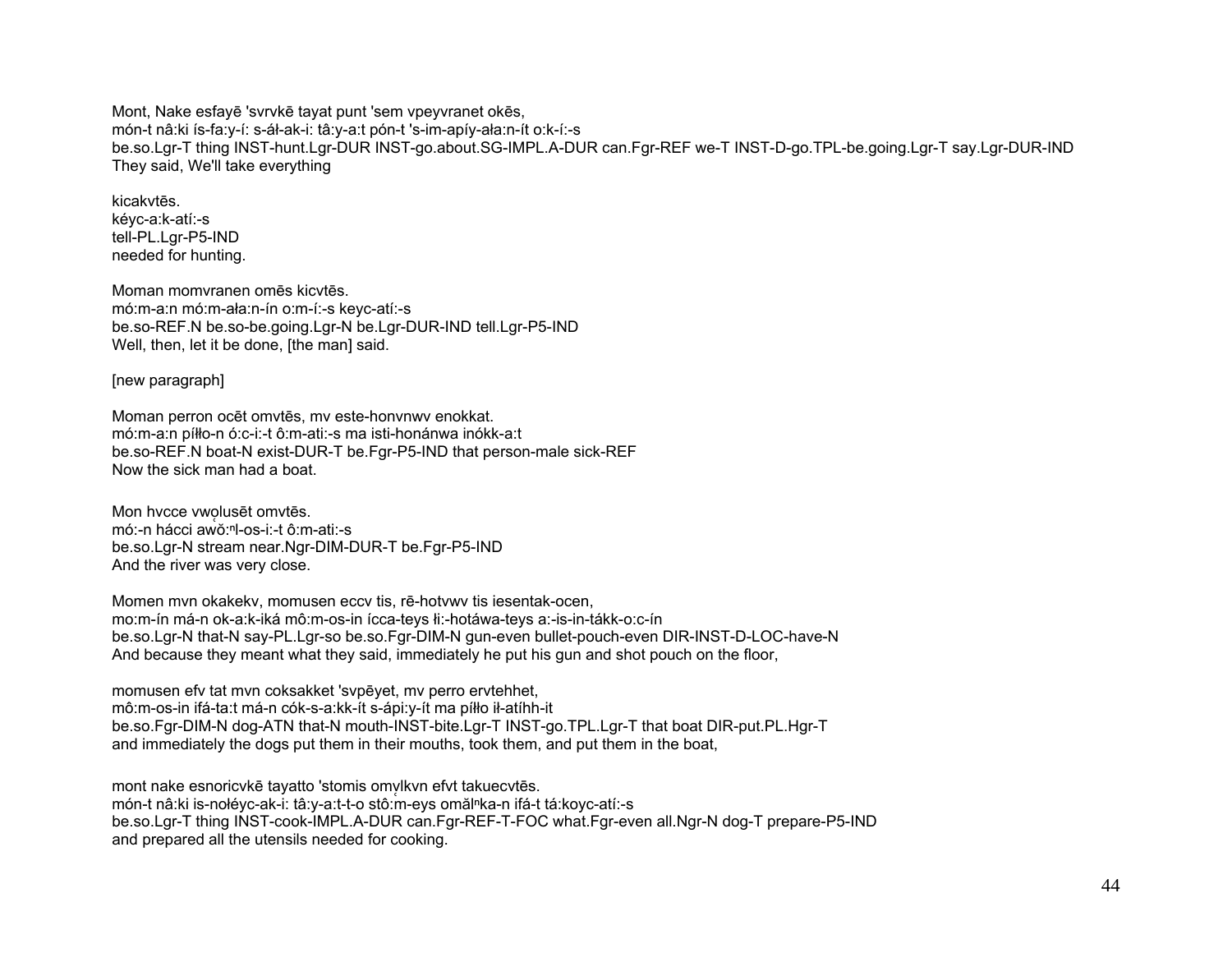Mont, Nake esfayē 'svrvkē tayat punt 'sem vpeyvranet okēs,
món-t nâ:ki ís-fa:y-í: s-áł-ak-i: tâ:y-a:t pón-t 's-im-apíy-ała:n-ít o:k-í:-s
be.so.Lgr-T thing INST-hunt.Lgr-DUR INST-go.about.SG-IMPL.A-DUR can.Fgr-REF we-T INST-D-go.TPL-be.going.Lgr-T say.Lgr-DUR-IND
They said, We'll take everything

kicakvtēs.
kéyc-a:k-atí:-s
tell-PL.Lgr-P5-IND
needed for hunting.

Moman momvranen omēs kicvtēs.
mó:m-a:n mó:m-ała:n-ín o:m-í:-s keyc-atí:-s
be.so-REF.N be.so-be.going.Lgr-N be.Lgr-DUR-IND tell.Lgr-P5-IND
Well, then, let it be done, [the man] said.

[new paragraph]

Moman perron ocēt omvtēs, mv este-honvnwv enokkat.
mó:m-a:n píłło-n ó:c-i:-t ô:m-ati:-s ma isti-honánwa inókk-a:t
be.so-REF.N boat-N exist-DUR-T be.Fgr-P5-IND that person-male sick-REF
Now the sick man had a boat.

Mon hvcce vwo̜lusēt omvtēs.
mó:-n hácci awǒ:ⁿl-os-i:-t ô:m-ati:-s
be.so.Lgr-N stream near.Ngr-DIM-DUR-T be.Fgr-P5-IND
And the river was very close.

Momen mvn okakekv, momusen eccv tis, rē-hotvwv tis iesentak-ocen,
mo:m-ín má-n ok-a:k-iká mô:m-os-in ícca-teys łi:-hotáwa-teys a:-is-in-tákk-o:c-ín
be.so.Lgr-N that-N say-PL.Lgr-so be.so.Fgr-DIM-N gun-even bullet-pouch-even DIR-INST-D-LOC-have-N
And because they meant what they said, immediately he put his gun and shot pouch on the floor,

momusen efv tat mvn coksakket 'svpēyet, mv perro ervtehhet,
mô:m-os-in ifá-ta:t má-n cók-s-a:kk-ít s-ápi:y-ít ma píłło ił-atíhh-it
be.so.Fgr-DIM-N dog-ATN that-N mouth-INST-bite.Lgr-T INST-go.TPL.Lgr-T that boat DIR-put.PL.Hgr-T
and immediately the dogs put them in their mouths, took them, and put them in the boat,

mont nake esnoricvkē tayatto 'stomis omv̜lkvn efvt takuecvtēs.
món-t nâ:ki is-noɬéyc-ak-i: tâ:y-a:t-t-o stô:m-eys omăˡⁿka-n ifá-t tá:koyc-atí:-s
be.so.Lgr-T thing INST-cook-IMPL.A-DUR can.Fgr-REF-T-FOC what.Fgr-even all.Ngr-N dog-T prepare-P5-IND
and prepared all the utensils needed for cooking.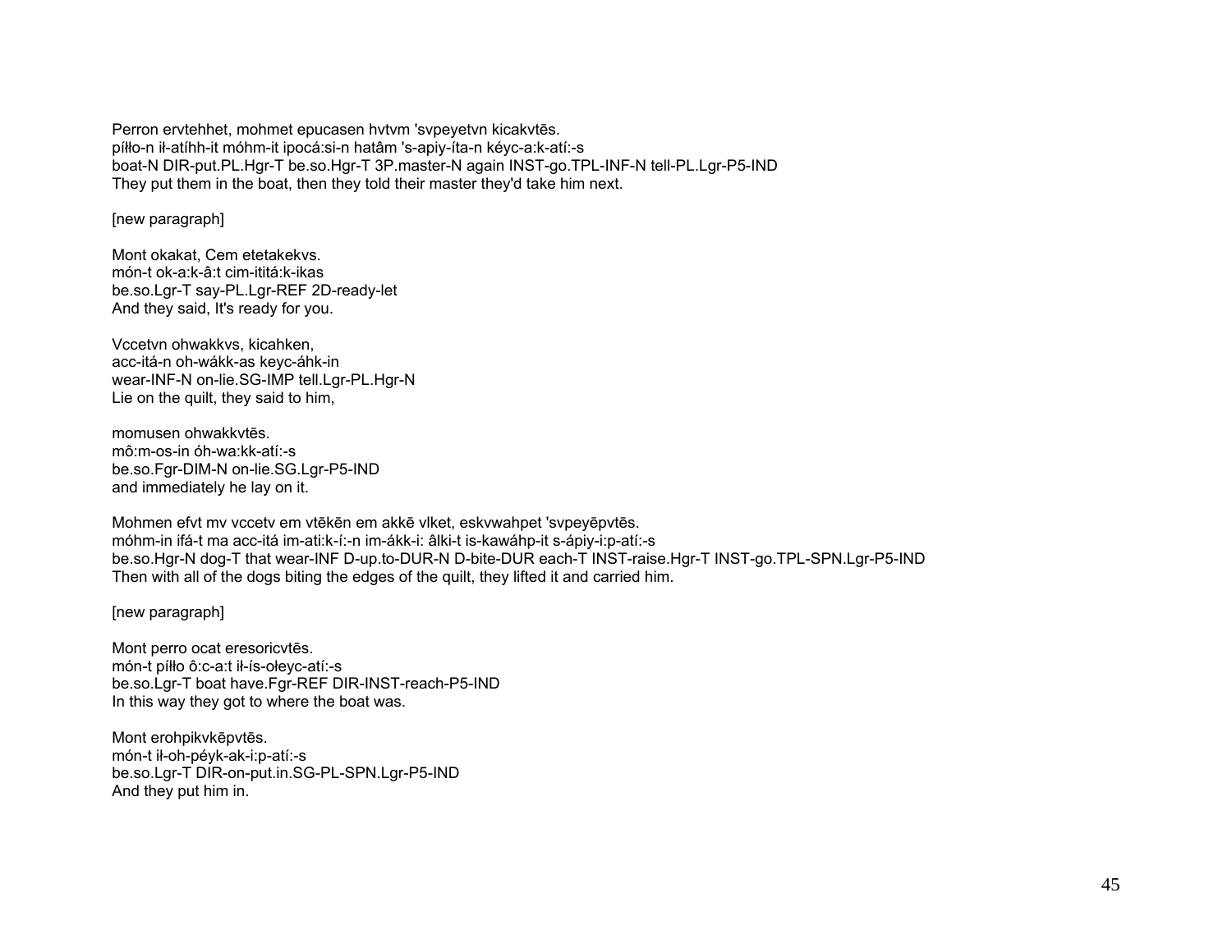Perron ervtehhet, mohmet epucasen hvtvm 'svpeyetvn kicakvtēs.
píłło-n ił-atíhh-it móhm-it ipocá:si-n hatâm 's-apiy-íta-n kéyc-a:k-atí:-s
boat-N DIR-put.PL.Hgr-T be.so.Hgr-T 3P.master-N again INST-go.TPL-INF-N tell-PL.Lgr-P5-IND
They put them in the boat, then they told their master they'd take him next.

[new paragraph]

Mont okakat, Cem etetakekvs.
món-t ok-a:k-â:t cim-ititá:k-ikas
be.so.Lgr-T say-PL.Lgr-REF 2D-ready-let
And they said, It's ready for you.

Vccetvn ohwakkvs, kicahken,
acc-itá-n oh-wákk-as keyc-áhk-in
wear-INF-N on-lie.SG-IMP tell.Lgr-PL.Hgr-N
Lie on the quilt, they said to him,

momusen ohwakkvtēs.
mô:m-os-in óh-wa:kk-atí:-s
be.so.Fgr-DIM-N on-lie.SG.Lgr-P5-IND
and immediately he lay on it.

Mohmen efvt mv vccetv em vtēkēn em akkē vlket, eskvwahpet 'svpeyēpvtēs.
móhm-in ifá-t ma acc-itá im-ati:k-í:-n im-ákk-i: âlki-t is-kawáhp-it s-ápiy-i:p-atí:-s
be.so.Hgr-N dog-T that wear-INF D-up.to-DUR-N D-bite-DUR each-T INST-raise.Hgr-T INST-go.TPL-SPN.Lgr-P5-IND
Then with all of the dogs biting the edges of the quilt, they lifted it and carried him.

[new paragraph]

Mont perro ocat eresoricvtēs.
món-t píłło ô:c-a:t ił-ís-ołeyc-atí:-s
be.so.Lgr-T boat have.Fgr-REF DIR-INST-reach-P5-IND
In this way they got to where the boat was.

Mont erohpikvkēpvtēs.
món-t ił-oh-péyk-ak-i:p-atí:-s
be.so.Lgr-T DIR-on-put.in.SG-PL-SPN.Lgr-P5-IND
And they put him in.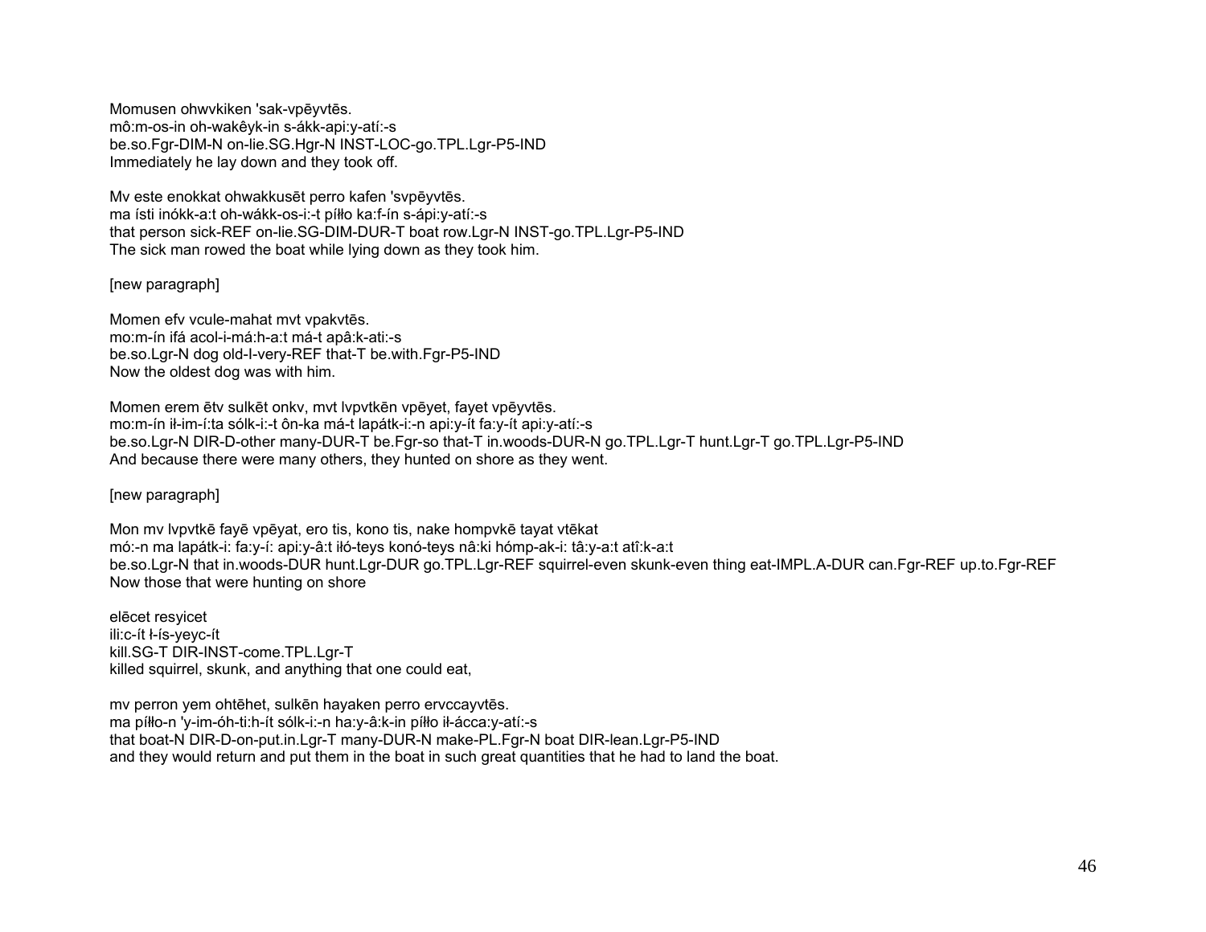Momusen ohwvkiken 'sak-vpēyvtēs.
mô:m-os-in oh-wakêyk-in s-ákk-api:y-atí:-s
be.so.Fgr-DIM-N on-lie.SG.Hgr-N INST-LOC-go.TPL.Lgr-P5-IND
Immediately he lay down and they took off.

Mv este enokkat ohwakkusēt perro kafen 'svpēyvtēs.
ma ísti inókk-a:t oh-wákk-os-i:-t píłło ka:f-ín s-ápi:y-atí:-s
that person sick-REF on-lie.SG-DIM-DUR-T boat row.Lgr-N INST-go.TPL.Lgr-P5-IND
The sick man rowed the boat while lying down as they took him.

[new paragraph]

Momen efv vcule-mahat mvt vpakvtēs.
mo:m-ín ifá acol-i-má:h-a:t má-t apâ:k-ati:-s
be.so.Lgr-N dog old-I-very-REF that-T be.with.Fgr-P5-IND
Now the oldest dog was with him.

Momen erem ētv sulkēt onkv, mvt lvpvtkēn vpēyet, fayet vpēyvtēs.
mo:m-ín ił-im-í:ta sólk-i:-t ôn-ka má-t lapátk-i:-n api:y-ít fa:y-ít api:y-atí:-s
be.so.Lgr-N DIR-D-other many-DUR-T be.Fgr-so that-T in.woods-DUR-N go.TPL.Lgr-T hunt.Lgr-T go.TPL.Lgr-P5-IND
And because there were many others, they hunted on shore as they went.

[new paragraph]

Mon mv lvpvtkē fayē vpēyat, ero tis, kono tis, nake hompvkē tayat vtēkat
mó:-n ma lapátk-i: fa:y-í: api:y-â:t iłó-teys konó-teys nâ:ki hómp-ak-i: tâ:y-a:t atî:k-a:t
be.so.Lgr-N that in.woods-DUR hunt.Lgr-DUR go.TPL.Lgr-REF squirrel-even skunk-even thing eat-IMPL.A-DUR can.Fgr-REF up.to.Fgr-REF
Now those that were hunting on shore

elēcet resyicet
ili:c-ít ł-ís-yeyc-ít
kill.SG-T DIR-INST-come.TPL.Lgr-T
killed squirrel, skunk, and anything that one could eat,

mv perron yem ohtēhet, sulkēn hayaken perro ervccayvtēs.
ma píłło-n 'y-im-óh-ti:h-ít sólk-i:-n ha:y-â:k-in píłło ił-áćca:y-atí:-s
that boat-N DIR-D-on-put.in.Lgr-T many-DUR-N make-PL.Fgr-N boat DIR-lean.Lgr-P5-IND
and they would return and put them in the boat in such great quantities that he had to land the boat.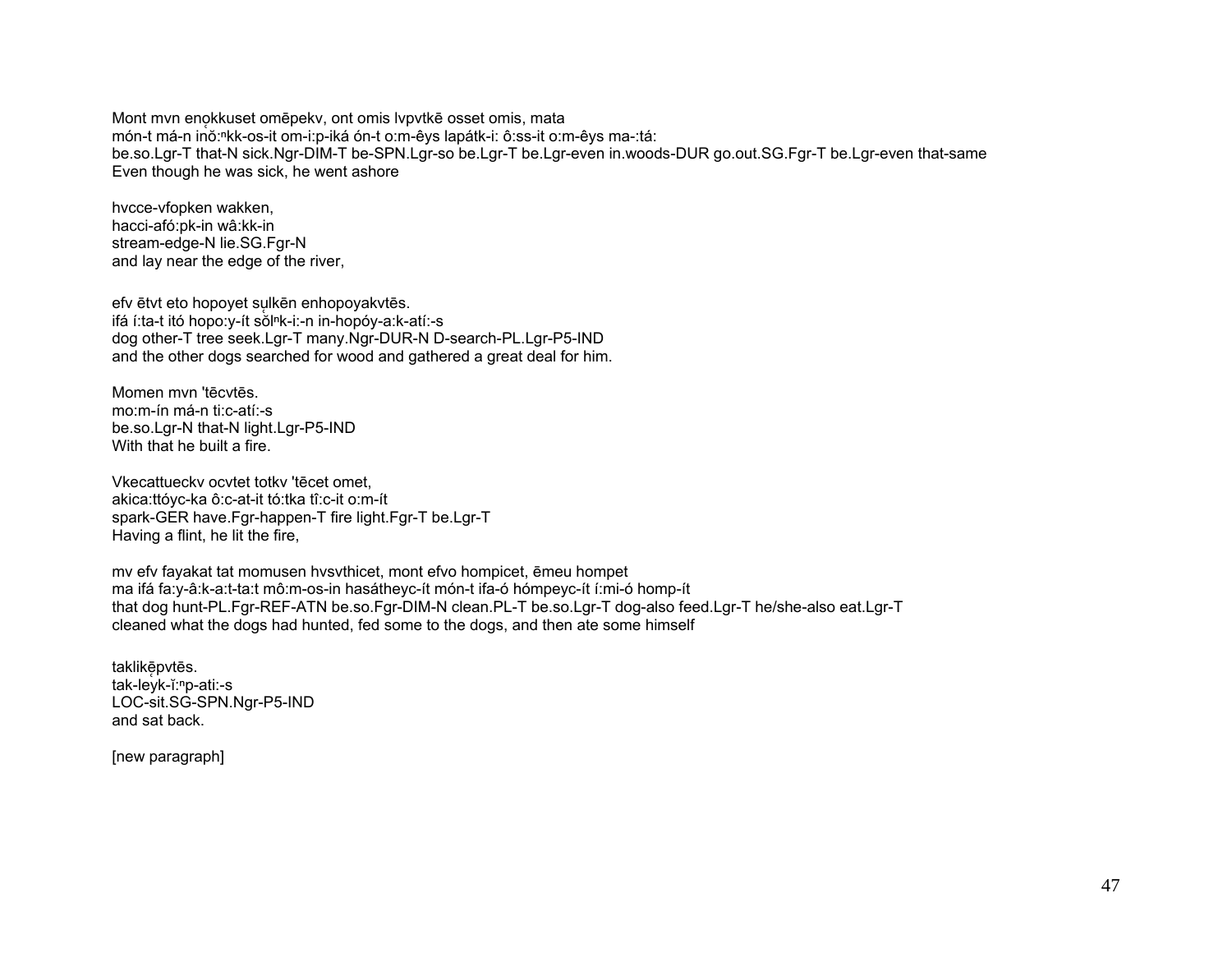Mont mvn enọkkuset omēpekv, ont omis lvpvtkē osset omis, mata
món-t má-n inǒ:$^{n}$kk-os-it om-i:p-iká ón-t o:m-êys lapátk-i: ô:ss-it o:m-êys ma-:tá:
be.so.Lgr-T that-N sick.Ngr-DIM-T be-SPN.Lgr-so be.Lgr-T be.Lgr-even in.woods-DUR go.out.SG.Fgr-T be.Lgr-even that-same
Even though he was sick, he went ashore

hvcce-vfopken wakken,
hacci-afó:pk-in wâ:kk-in
stream-edge-N lie.SG.Fgr-N
and lay near the edge of the river,

efv ētvt eto hopoyet sụlkēn enhopoyakvtēs.
ifá í:ta-t itó hopo:y-ít sǒl̥$^{n}$k-i:-n in-hopóy-a:k-atí:-s
dog other-T tree seek.Lgr-T many.Ngr-DUR-N D-search-PL.Lgr-P5-IND
and the other dogs searched for wood and gathered a great deal for him.

Momen mvn 'tēcvtēs.
mo:m-ín má-n ti:c-atí:-s
be.so.Lgr-N that-N light.Lgr-P5-IND
With that he built a fire.

Vkecattueckv ocvtet totkv 'tēcet omet,
akica:ttóyc-ka ô:c-at-it tó:tka tî:c-it o:m-ít
spark-GER have.Fgr-happen-T fire light.Fgr-T be.Lgr-T
Having a flint, he lit the fire,

mv efv fayakat tat momusen hvsvthicet, mont efvo hompicet, ēmeu hompet
ma ifá fa:y-â:k-a:t-ta:t mô:m-os-in hasátheyc-ít món-t ifa-ó hómpeyc-ít í:mi-ó homp-ít
that dog hunt-PL.Fgr-REF-ATN be.so.Fgr-DIM-N clean.PL-T be.so.Lgr-T dog-also feed.Lgr-T he/she-also eat.Lgr-T
cleaned what the dogs had hunted, fed some to the dogs, and then ate some himself

taklikę̄pvtēs.
tak-leyk-ḭ:$^{n}$p-ati:-s
LOC-sit.SG-SPN.Ngr-P5-IND
and sat back.

[new paragraph]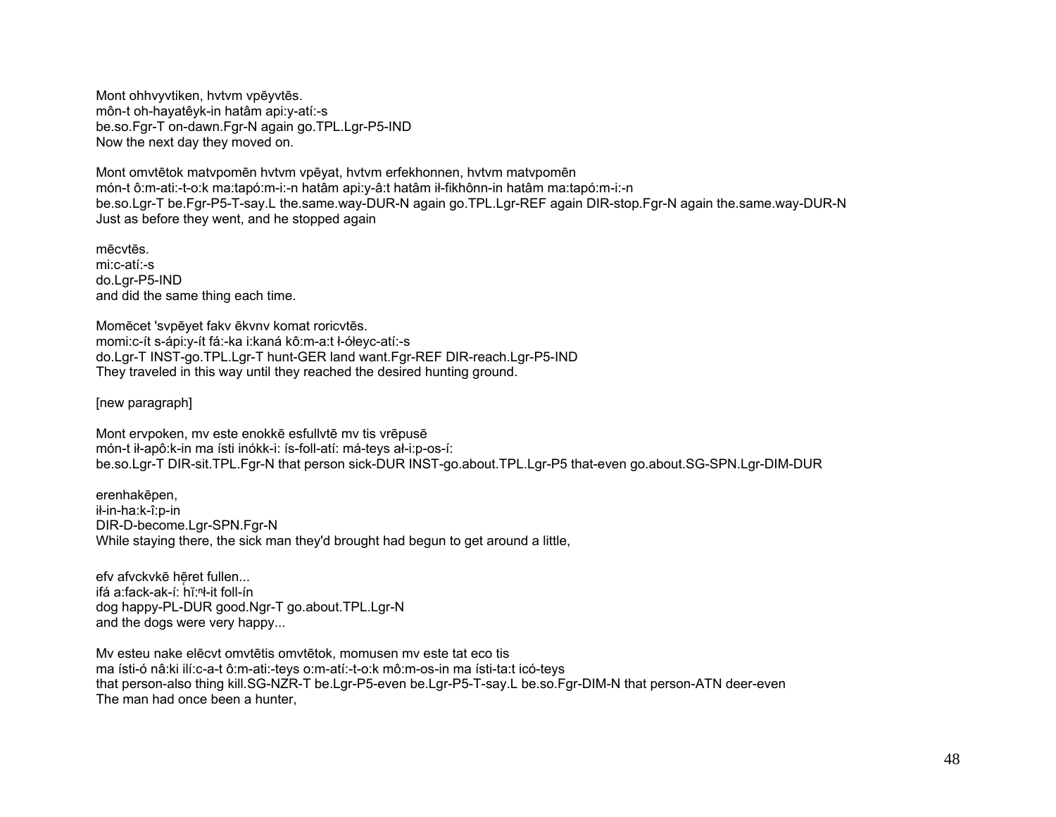Mont ohhvyvtiken, hvtvm vpēyvtēs.
môn-t oh-hayatêyk-in hatâm api:y-atí:-s
be.so.Fgr-T on-dawn.Fgr-N again go.TPL.Lgr-P5-IND
Now the next day they moved on.

Mont omvtētok matvpomēn hvtvm vpēyat, hvtvm erfekhonnen, hvtvm matvpomēn
món-t ô:m-ati:-t-o:k ma:tapó:m-i:-n hatâm api:y-â:t hatâm ił-fikhônn-in hatâm ma:tapó:m-i:-n
be.so.Lgr-T be.Fgr-P5-T-say.L the.same.way-DUR-N again go.TPL.Lgr-REF again DIR-stop.Fgr-N again the.same.way-DUR-N
Just as before they went, and he stopped again

mēcvtēs.
mi:c-atí:-s
do.Lgr-P5-IND
and did the same thing each time.

Momēcet 'svpēyet fakv ēkvnv komat roricvtēs.
momi:c-ít s-ápi:y-ít fá:-ka i:kaná kô:m-a:t ł-ółeyc-atí:-s
do.Lgr-T INST-go.TPL.Lgr-T hunt-GER land want.Fgr-REF DIR-reach.Lgr-P5-IND
They traveled in this way until they reached the desired hunting ground.

[new paragraph]

Mont ervpoken, mv este enokkē esfullvtē mv tis vrēpusē
món-t ił-apô:k-in ma ísti inókk-i: ís-foll-atí: má-teys ał-i:p-os-í:
be.so.Lgr-T DIR-sit.TPL.Fgr-N that person sick-DUR INST-go.about.TPL.Lgr-P5 that-even go.about.SG-SPN.Lgr-DIM-DUR

erenhakēpen,
ił-in-ha:k-î:p-in
DIR-D-become.Lgr-SPN.Fgr-N
While staying there, the sick man they'd brought had begun to get around a little,

efv afvckvkē hę̄ret fullen...
ifá a:fack-ak-í: hĭ:ⁿɬ-it foll-ín
dog happy-PL-DUR good.Ngr-T go.about.TPL.Lgr-N
and the dogs were very happy...

Mv esteu nake elēcvt omvtētis omvtētok, momusen mv este tat eco tis
ma ísti-ó nâ:ki ilí:c-a-t ô:m-ati:-teys o:m-atí:-t-o:k mô:m-os-in ma ísti-ta:t icó-teys
that person-also thing kill.SG-NZR-T be.Lgr-P5-even be.Lgr-P5-T-say.L be.so.Fgr-DIM-N that person-ATN deer-even
The man had once been a hunter,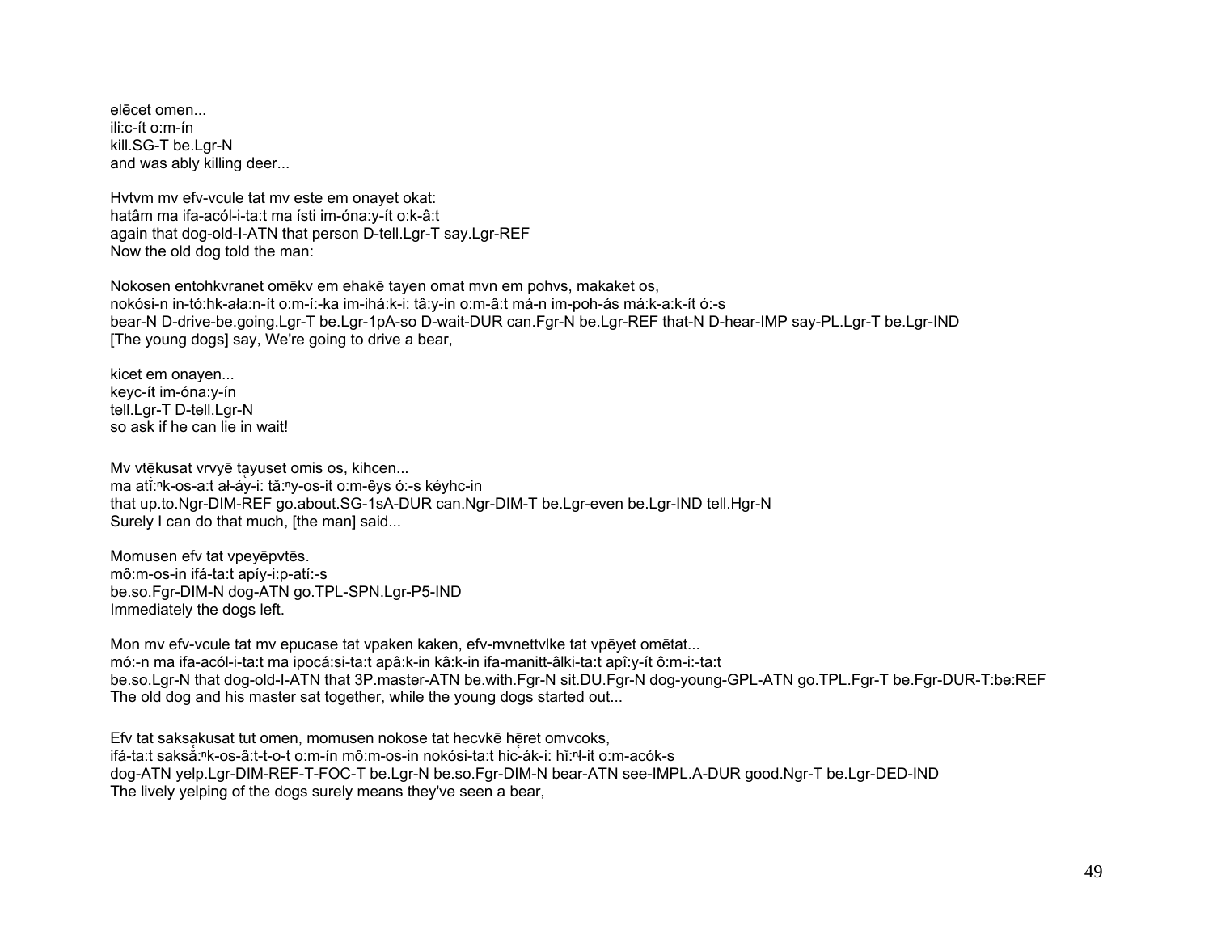elēcet omen...
ili:c-ít o:m-ín
kill.SG-T be.Lgr-N
and was ably killing deer...

Hvtvm mv efv-vcule tat mv este em onayet okat:
hatâm ma ifa-acól-i-ta:t ma ísti im-óna:y-ít o:k-â:t
again that dog-old-I-ATN that person D-tell.Lgr-T say.Lgr-REF
Now the old dog told the man:

Nokosen entohkvranet omēkv em ehakē tayen omat mvn em pohvs, makaket os,
nokósi-n in-tó:hk-ała:n-ít o:m-í:-ka im-ihá:k-i: tâ:y-in o:m-â:t má-n im-poh-ás má:k-a:k-ít ó:-s
bear-N D-drive-be.going.Lgr-T be.Lgr-1pA-so D-wait-DUR can.Fgr-N be.Lgr-REF that-N D-hear-IMP say-PL.Lgr-T be.Lgr-IND
[The young dogs] say, We're going to drive a bear,

kicet em onayen...
keyc-ít im-óna:y-ín
tell.Lgr-T D-tell.Lgr-N
so ask if he can lie in wait!

Mv vtē̜kusat vrvyē ta̜yuset omis os, kihcen...
ma atĭ:ⁿk-os-a:t ał-á̜y-i: tă:ⁿy-os-it o:m-êys ó:-s kéyhc-in
that up.to.Ngr-DIM-REF go.about.SG-1sA-DUR can.Ngr-DIM-T be.Lgr-even be.Lgr-IND tell.Hgr-N
Surely I can do that much, [the man] said...

Momusen efv tat vpeyēpvtēs.
mô:m-os-in ifá-ta:t apíy-i:p-atí:-s
be.so.Fgr-DIM-N dog-ATN go.TPL-SPN.Lgr-P5-IND
Immediately the dogs left.

Mon mv efv-vcule tat mv epucase tat vpaken kaken, efv-mvnettvlke tat vpēyet omētat...
mó:-n ma ifa-acól-i-ta:t ma ipocá:si-ta:t apâ:k-in kâ:k-in ifa-manitt-âlki-ta:t apî:y-ít ô:m-i:-ta:t
be.so.Lgr-N that dog-old-I-ATN that 3P.master-ATN be.with.Fgr-N sit.DU.Fgr-N dog-young-GPL-ATN go.TPL.Fgr-T be.Fgr-DUR-T:be:REF
The old dog and his master sat together, while the young dogs started out...

Efv tat saksa̜kusat tut omen, momusen nokose tat hecvkē hē̜ret omvcoks,
ifá-ta:t saksắ:ⁿk-os-â:t-t-o-t o:m-ín mô:m-os-in nokósi-ta:t hic-ák-i: hĭ:ⁿɬ-it o:m-acók-s
dog-ATN yelp.Lgr-DIM-REF-T-FOC-T be.Lgr-N be.so.Fgr-DIM-N bear-ATN see-IMPL.A-DUR good.Ngr-T be.Lgr-DED-IND
The lively yelping of the dogs surely means they've seen a bear,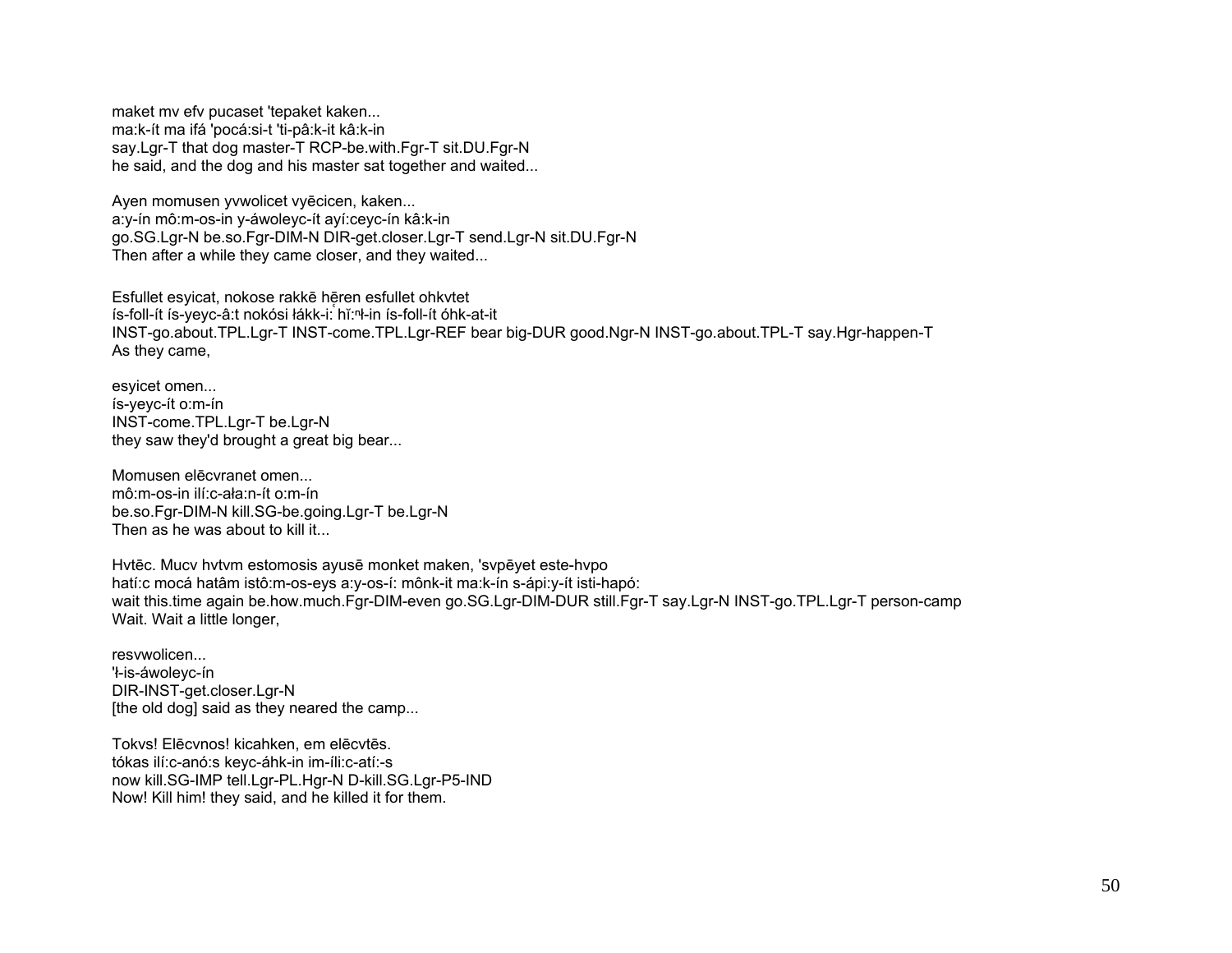maket mv efv pucaset 'tepaket kaken...
ma:k-ít ma ifá 'pocá:si-t 'ti-pâ:k-it kâ:k-in
say.Lgr-T that dog master-T RCP-be.with.Fgr-T sit.DU.Fgr-N
he said, and the dog and his master sat together and waited...

Ayen momusen yvwolicet vyēcicen, kaken...
a:y-ín mô:m-os-in y-áwoleyc-ít ayí:ceyc-ín kâ:k-in
go.SG.Lgr-N be.so.Fgr-DIM-N DIR-get.closer.Lgr-T send.Lgr-N sit.DU.Fgr-N
Then after a while they came closer, and they waited...

Esfullet esyicat, nokose rakkē hḛren esfullet ohkvtet
ís-foll-ít ís-yeyc-â:t nokósi łákk-i: hĭ:ⁿł-in ís-foll-ít óhk-at-it
INST-go.about.TPL.Lgr-T INST-come.TPL.Lgr-REF bear big-DUR good.Ngr-N INST-go.about.TPL-T say.Hgr-happen-T
As they came,

esyicet omen...
ís-yeyc-ít o:m-ín
INST-come.TPL.Lgr-T be.Lgr-N
they saw they'd brought a great big bear...

Momusen elēcvranet omen...
mô:m-os-in ilí:c-ała:n-ít o:m-ín
be.so.Fgr-DIM-N kill.SG-be.going.Lgr-T be.Lgr-N
Then as he was about to kill it...

Hvtēc. Mucv hvtvm estomosis ayusē monket maken, 'svpēyet este-hvpo
hatí:c mocá hatâm istô:m-os-eys a:y-os-í: mônk-it ma:k-ín s-ápi:y-ít isti-hapó:
wait this.time again be.how.much.Fgr-DIM-even go.SG.Lgr-DIM-DUR still.Fgr-T say.Lgr-N INST-go.TPL.Lgr-T person-camp
Wait. Wait a little longer,

resvwolicen...
'ł-is-áwoleyc-ín
DIR-INST-get.closer.Lgr-N
[the old dog] said as they neared the camp...

Tokvs! Elēcvnos! kicahken, em elēcvtēs.
tókas ilí:c-anó:s keyc-áhk-in im-íli:c-atí:-s
now kill.SG-IMP tell.Lgr-PL.Hgr-N D-kill.SG.Lgr-P5-IND
Now! Kill him! they said, and he killed it for them.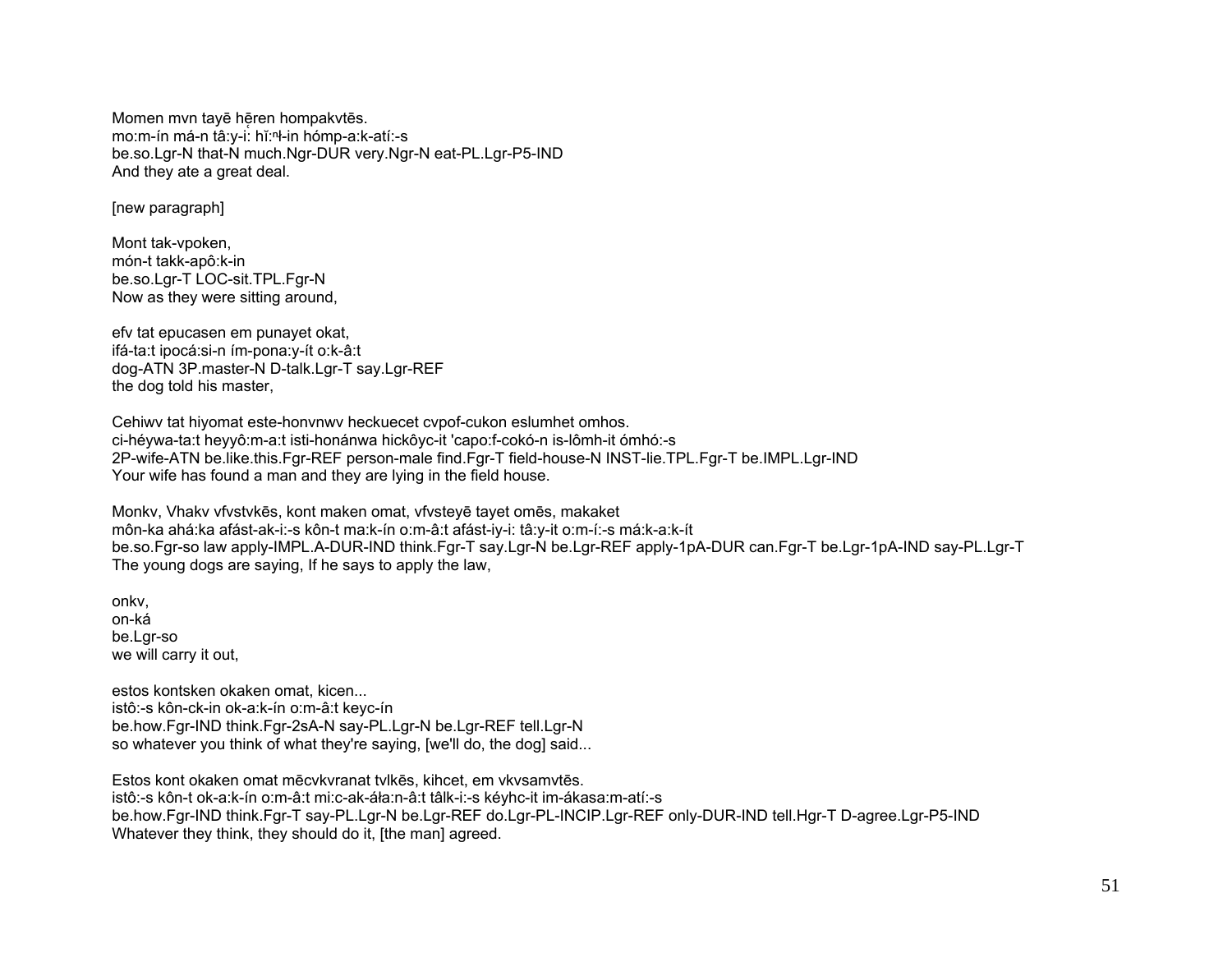Momen mvn tayē hēren hompakvtēs.
mo:m-ín má-n tâ:y-i: hĭ:ⁿɬ-in hómp-a:k-atí:-s
be.so.Lgr-N that-N much.Ngr-DUR very.Ngr-N eat-PL.Lgr-P5-IND
And they ate a great deal.

[new paragraph]

Mont tak-vpoken,
món-t takk-apô:k-in
be.so.Lgr-T LOC-sit.TPL.Fgr-N
Now as they were sitting around,

efv tat epucasen em punayet okat,
ifá-ta:t ipocá:si-n ím-pona:y-ít o:k-â:t
dog-ATN 3P.master-N D-talk.Lgr-T say.Lgr-REF
the dog told his master,

Cehiwv tat hiyomat este-honvnwv heckuecet cvpof-cukon eslumhet omhos.
ci-héywa-ta:t heyyô:m-a:t isti-honánwa hickôyc-it 'capo:f-cokó-n is-lômh-it ómhó:-s
2P-wife-ATN be.like.this.Fgr-REF person-male find.Fgr-T field-house-N INST-lie.TPL.Fgr-T be.IMPL.Lgr-IND
Your wife has found a man and they are lying in the field house.

Monkv, Vhakv vfvstvkēs, kont maken omat, vfvsteyē tayet omēs, makaket
môn-ka ahá:ka afást-ak-i:-s kôn-t ma:k-ín o:m-â:t afást-iy-i: tâ:y-it o:m-í:-s má:k-a:k-ít
be.so.Fgr-so law apply-IMPL.A-DUR-IND think.Fgr-T say.Lgr-N be.Lgr-REF apply-1pA-DUR can.Fgr-T be.Lgr-1pA-IND say-PL.Lgr-T
The young dogs are saying, If he says to apply the law,

onkv,
on-ká
be.Lgr-so
we will carry it out,

estos kontsken okaken omat, kicen...
istô:-s kôn-ck-in ok-a:k-ín o:m-â:t keyc-ín
be.how.Fgr-IND think.Fgr-2sA-N say-PL.Lgr-N be.Lgr-REF tell.Lgr-N
so whatever you think of what they're saying, [we'll do, the dog] said...

Estos kont okaken omat mēcvkvranat tvlkēs, kihcet, em vkvsamvtēs.
istô:-s kôn-t ok-a:k-ín o:m-â:t mi:c-ak-áɬa:n-â:t tâlk-i:-s kéyhc-it im-ákasa:m-atí:-s
be.how.Fgr-IND think.Fgr-T say-PL.Lgr-N be.Lgr-REF do.Lgr-PL-INCIP.Lgr-REF only-DUR-IND tell.Hgr-T D-agree.Lgr-P5-IND
Whatever they think, they should do it, [the man] agreed.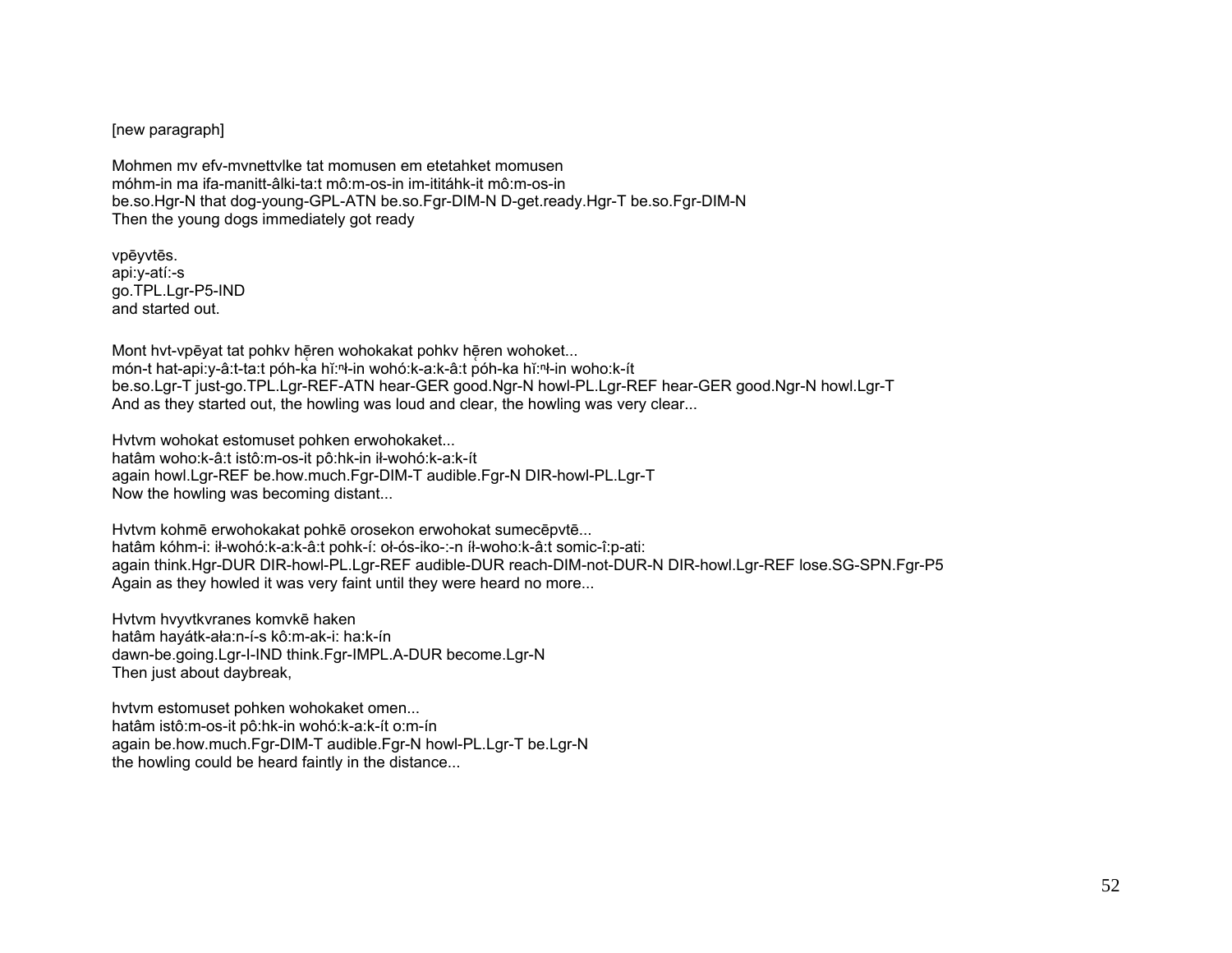[new paragraph]

Mohmen mv efv-mvnettvlke tat momusen em etetahket momusen
móhm-in ma ifa-manitt-âlki-ta:t mô:m-os-in im-ititáhk-it mô:m-os-in
be.so.Hgr-N that dog-young-GPL-ATN be.so.Fgr-DIM-N D-get.ready.Hgr-T be.so.Fgr-DIM-N
Then the young dogs immediately got ready

vpēyvtēs.
api:y-atí:-s
go.TPL.Lgr-P5-IND
and started out.

Mont hvt-vpēyat tat pohkv hē̜ren wohokakat pohkv hē̜ren wohoket...
món-t hat-api:y-â:t-ta:t póh-ka hĭ:ⁿɬ-in wohó:k-a:k-â:t póh-ka hĭ:ⁿɬ-in woho:k-ít
be.so.Lgr-T just-go.TPL.Lgr-REF-ATN hear-GER good.Ngr-N howl-PL.Lgr-REF hear-GER good.Ngr-N howl.Lgr-T
And as they started out, the howling was loud and clear, the howling was very clear...

Hvtvm wohokat estomuset pohken erwohokaket...
hatâm woho:k-â:t istô:m-os-it pô:hk-in iɬ-wohó:k-a:k-ít
again howl.Lgr-REF be.how.much.Fgr-DIM-T audible.Fgr-N DIR-howl-PL.Lgr-T
Now the howling was becoming distant...

Hvtvm kohmē erwohokakat pohkē orosekon erwohokat sumecēpvtē...
hatâm kóhm-i: iɬ-wohó:k-a:k-â:t pohk-í: oɬ-ós-iko-:-n íɬ-woho:k-â:t somic-î:p-ati:
again think.Hgr-DUR DIR-howl-PL.Lgr-REF audible-DUR reach-DIM-not-DUR-N DIR-howl.Lgr-REF lose.SG-SPN.Fgr-P5
Again as they howled it was very faint until they were heard no more...

Hvtvm hvyvtkvranes komvkē haken
hatâm hayátk-aɬa:n-í-s kô:m-ak-i: ha:k-ín
dawn-be.going.Lgr-I-IND think.Fgr-IMPL.A-DUR become.Lgr-N
Then just about daybreak,

hvtvm estomuset pohken wohokaket omen...
hatâm istô:m-os-it pô:hk-in wohó:k-a:k-ít o:m-ín
again be.how.much.Fgr-DIM-T audible.Fgr-N howl-PL.Lgr-T be.Lgr-N
the howling could be heard faintly in the distance...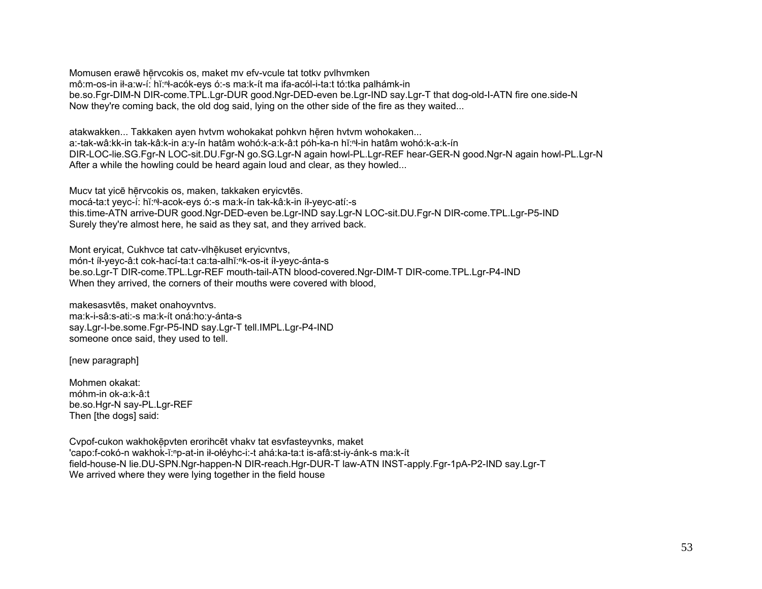Momusen erawē hḛrvcokis os, maket mv efv-vcule tat totkv pvlhvmken
mô:m-os-in iɬ-a:w-í: hĭ:ⁿɬ-acók-eys ó:-s ma:k-ít ma ifa-acól-i-ta:t tó:tka palhámk-in
be.so.Fgr-DIM-N DIR-come.TPL.Lgr-DUR good.Ngr-DED-even be.Lgr-IND say.Lgr-T that dog-old-I-ATN fire one.side-N
Now they're coming back, the old dog said, lying on the other side of the fire as they waited...

atakwakken... Takkaken ayen hvtvm wohokakat pohkvn hḛren hvtvm wohokaken...
a:-tak-wâ:kk-in tak-kâ:k-in a:y-ín hatâm wohó:k-a:k-â:t póh-ka-n hĭ:ⁿɬ-in hatâm wohó:k-a:k-ín
DIR-LOC-lie.SG.Fgr-N LOC-sit.DU.Fgr-N go.SG.Lgr-N again howl-PL.Lgr-REF hear-GER-N good.Ngr-N again howl-PL.Lgr-N
After a while the howling could be heard again loud and clear, as they howled...

Mucv tat yicē hḛrvcokis os, maken, takkaken eryicvtēs.
mocá-ta:t yeyc-í: hĭ:ⁿɬ-acok-eys ó:-s ma:k-ín tak-kâ:k-in íɬ-yeyc-atí:-s
this.time-ATN arrive-DUR good.Ngr-DED-even be.Lgr-IND say.Lgr-N LOC-sit.DU.Fgr-N DIR-come.TPL.Lgr-P5-IND
Surely they're almost here, he said as they sat, and they arrived back.

Mont eryicat, Cukhvce tat catv-vlhḛkuset eryicvntvs,
món-t íɬ-yeyc-â:t cok-hací-ta:t ca:ta-alhĭ:ⁿk-os-it íɬ-yeyc-ánta-s
be.so.Lgr-T DIR-come.TPL.Lgr-REF mouth-tail-ATN blood-covered.Ngr-DIM-T DIR-come.TPL.Lgr-P4-IND
When they arrived, the corners of their mouths were covered with blood,

makesasvtēs, maket onahoyvntvs.
ma:k-i-sâ:s-ati:-s ma:k-ít oná:ho:y-ánta-s
say.Lgr-I-be.some.Fgr-P5-IND say.Lgr-T tell.IMPL.Lgr-P4-IND
someone once said, they used to tell.

[new paragraph]

Mohmen okakat:
móhm-in ok-a:k-â:t
be.so.Hgr-N say-PL.Lgr-REF
Then [the dogs] said:

Cvpof-cukon wakhokḛpvten erorihcēt vhakv tat esvfasteyvnks, maket
'capo:f-cokó-n wakhok-ĭ:ⁿp-at-in iɬ-oɬéyhc-i:-t ahá:ka-ta:t is-afâ:st-iy-ánk-s ma:k-ít
field-house-N lie.DU-SPN.Ngr-happen-N DIR-reach.Hgr-DUR-T law-ATN INST-apply.Fgr-1pA-P2-IND say.Lgr-T
We arrived where they were lying together in the field house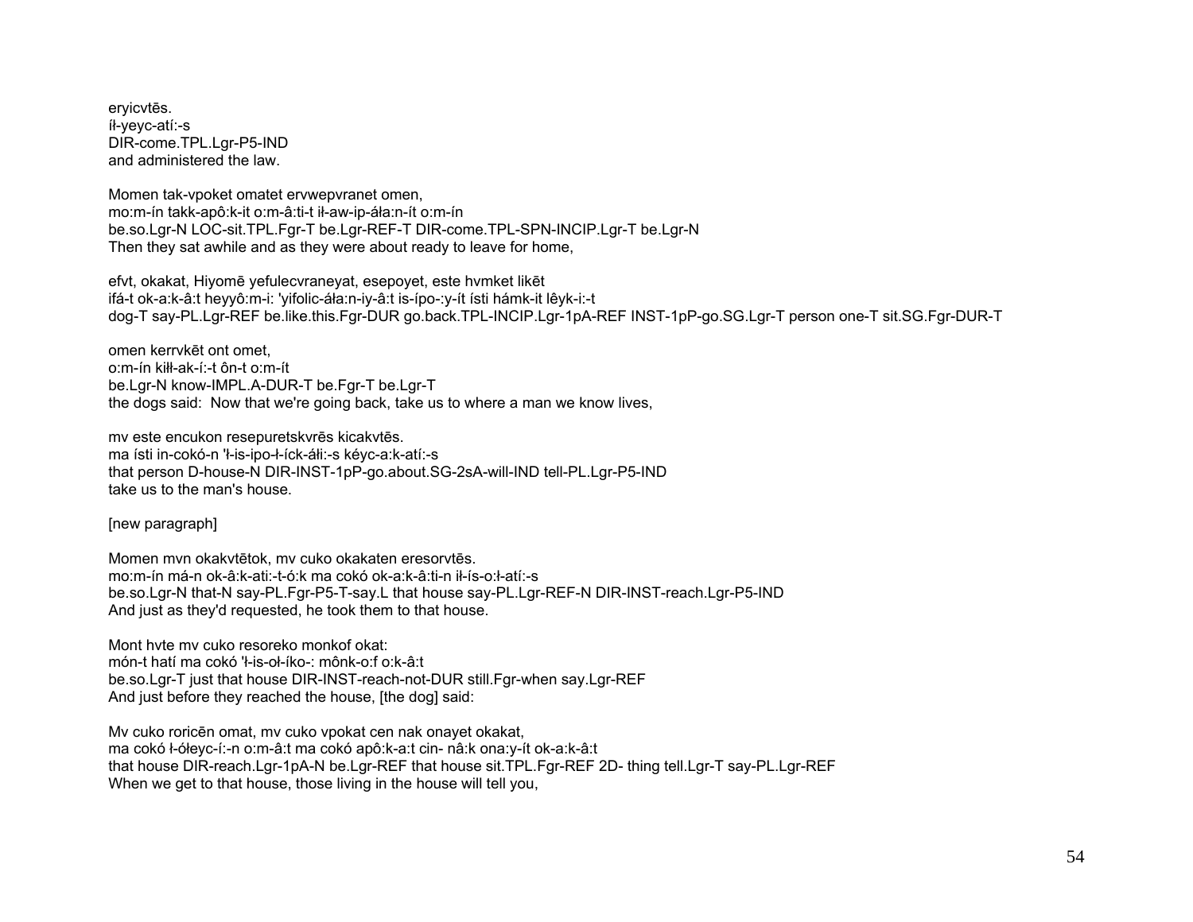eryicvtēs.
íł-yeyc-atí:-s
DIR-come.TPL.Lgr-P5-IND
and administered the law.

Momen tak-vpoket omatet ervwepvranet omen,
mo:m-ín takk-apô:k-it o:m-â:ti-t ił-aw-ip-áła:n-ít o:m-ín
be.so.Lgr-N LOC-sit.TPL.Fgr-T be.Lgr-REF-T DIR-come.TPL-SPN-INCIP.Lgr-T be.Lgr-N
Then they sat awhile and as they were about ready to leave for home,

efvt, okakat, Hiyomē yefulecvraneyat, esepoyet, este hvmket likēt
ifá-t ok-a:k-â:t heyyô:m-i: 'yifolic-áła:n-iy-â:t is-ípo-:y-ít ísti hámk-it lêyk-i:-t
dog-T say-PL.Lgr-REF be.like.this.Fgr-DUR go.back.TPL-INCIP.Lgr-1pA-REF INST-1pP-go.SG.Lgr-T person one-T sit.SG.Fgr-DUR-T

omen kerrvkēt ont omet,
o:m-ín kiłł-ak-í:-t ôn-t o:m-ít
be.Lgr-N know-IMPL.A-DUR-T be.Fgr-T be.Lgr-T
the dogs said: Now that we're going back, take us to where a man we know lives,

mv este encukon resepuretskvrēs kicakvtēs.
ma ísti in-cokó-n 'ł-is-ipo-ł-íck-áłi:-s kéyc-a:k-atí:-s
that person D-house-N DIR-INST-1pP-go.about.SG-2sA-will-IND tell-PL.Lgr-P5-IND
take us to the man's house.

[new paragraph]

Momen mvn okakvtētok, mv cuko okakaten eresorvtēs.
mo:m-ín má-n ok-â:k-ati:-t-ó:k ma cokó ok-a:k-â:ti-n ił-ís-o:ł-atí:-s
be.so.Lgr-N that-N say-PL.Fgr-P5-T-say.L that house say-PL.Lgr-REF-N DIR-INST-reach.Lgr-P5-IND
And just as they'd requested, he took them to that house.

Mont hvte mv cuko resoreko monkof okat:
món-t hatí ma cokó 'ł-is-oł-íko-: mônk-o:f o:k-â:t
be.so.Lgr-T just that house DIR-INST-reach-not-DUR still.Fgr-when say.Lgr-REF
And just before they reached the house, [the dog] said:

Mv cuko roricēn omat, mv cuko vpokat cen nak onayet okakat,
ma cokó ł-ółeyc-í:-n o:m-â:t ma cokó apô:k-a:t cin- nâ:k ona:y-ít ok-a:k-â:t
that house DIR-reach.Lgr-1pA-N be.Lgr-REF that house sit.TPL.Fgr-REF 2D- thing tell.Lgr-T say-PL.Lgr-REF
When we get to that house, those living in the house will tell you,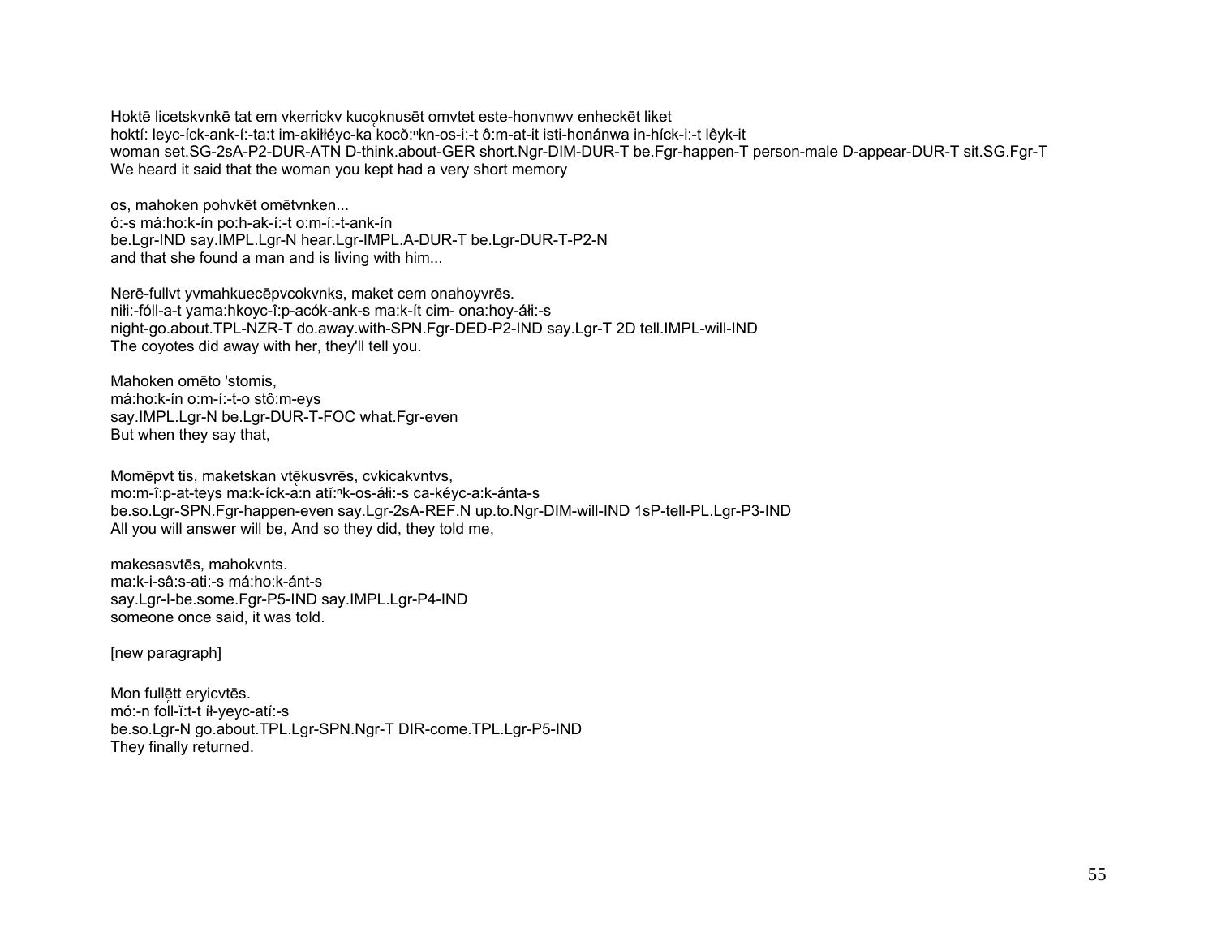Hoktē licetskvnkē tat em vkerrickv kucọknusēt omvtet este-honvnwv enheckēt liket
hoktí: leyc-íck-ank-í:-ta:t im-akiłłéyc-ka kocŏ:ⁿkn-os-i:-t ô:m-at-it isti-honánwa in-híck-i:-t lêyk-it
woman set.SG-2sA-P2-DUR-ATN D-think.about-GER short.Ngr-DIM-DUR-T be.Fgr-happen-T person-male D-appear-DUR-T sit.SG.Fgr-T
We heard it said that the woman you kept had a very short memory

os, mahoken pohvkēt omētvnken...
ó:-s má:ho:k-ín po:h-ak-í:-t o:m-í:-t-ank-ín
be.Lgr-IND say.IMPL.Lgr-N hear.Lgr-IMPL.A-DUR-T be.Lgr-DUR-T-P2-N
and that she found a man and is living with him...

Nerē-fullvt yvmahkuecēpvcokvnks, maket cem onahoyvrēs.
niłi:-fóll-a-t yama:hkoyc-î:p-acók-ank-s ma:k-ít cim- ona:hoy-áłi:-s
night-go.about.TPL-NZR-T do.away.with-SPN.Fgr-DED-P2-IND say.Lgr-T 2D tell.IMPL-will-IND
The coyotes did away with her, they'll tell you.

Mahoken omēto 'stomis,
má:ho:k-ín o:m-í:-t-o stô:m-eys
say.IMPL.Lgr-N be.Lgr-DUR-T-FOC what.Fgr-even
But when they say that,

Momēpvt tis, maketskan vtẹ̄kusvrēs, cvkicakvntvs,
mo:m-î:p-at-teys ma:k-íck-a:n atĭ:ⁿk-os-áłi:-s ca-kéyc-a:k-ánta-s
be.so.Lgr-SPN.Fgr-happen-even say.Lgr-2sA-REF.N up.to.Ngr-DIM-will-IND 1sP-tell-PL.Lgr-P3-IND
All you will answer will be, And so they did, they told me,

makesasvtēs, mahokvnts.
ma:k-i-sâ:s-ati:-s má:ho:k-ánt-s
say.Lgr-I-be.some.Fgr-P5-IND say.IMPL.Lgr-P4-IND
someone once said, it was told.

[new paragraph]

Mon fullẹ̄tt eryicvtēs.
mó:-n foḷl-ĭ:t-t íł-yeyc-atí:-s
be.so.Lgr-N go.about.TPL.Lgr-SPN.Ngr-T DIR-come.TPL.Lgr-P5-IND
They finally returned.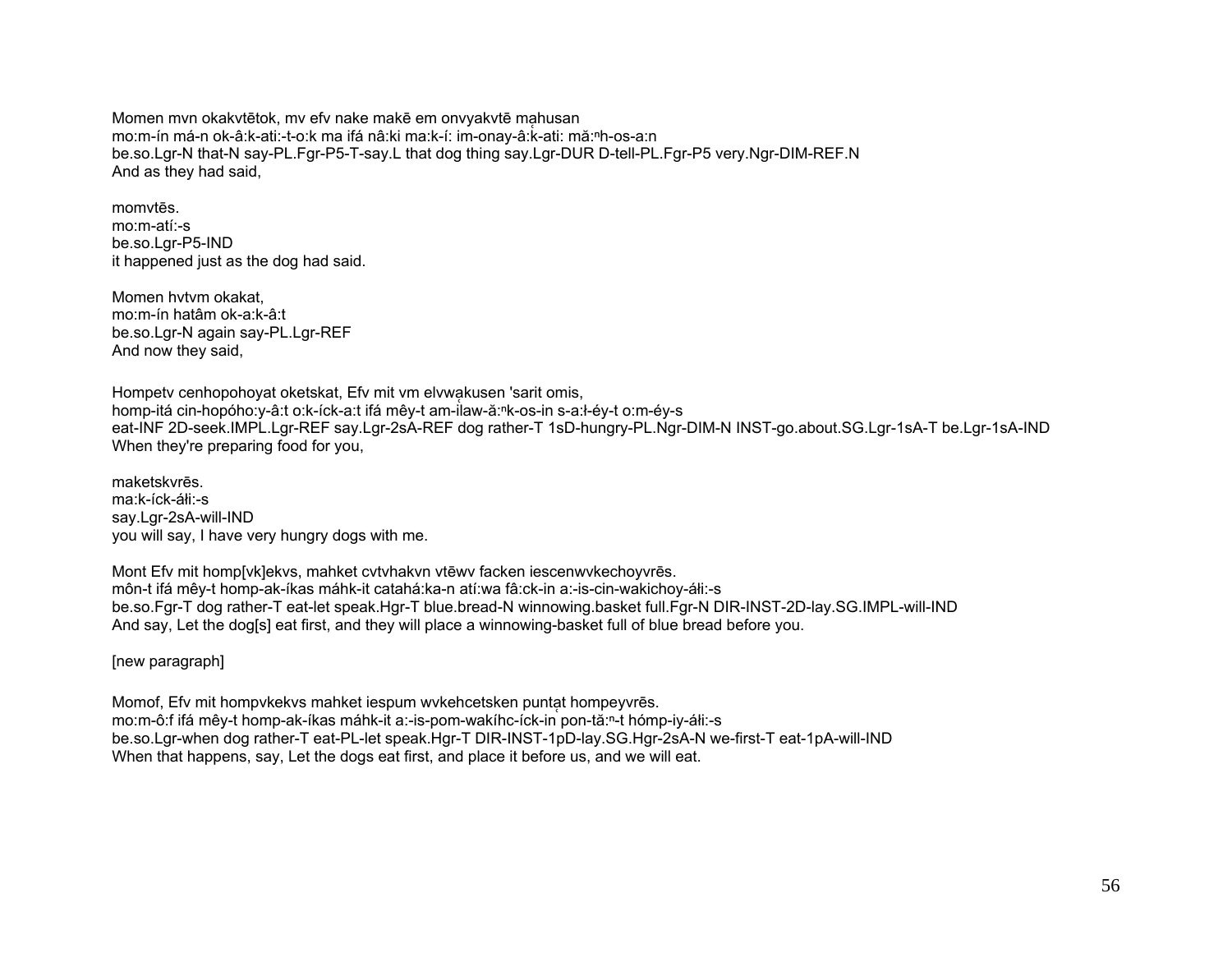Momen mvn okakvtētok, mv efv nake makē em onvyakvtē mahusan
mo:m-ín má-n ok-â:k-ati:-t-o:k ma ifá nâ:ki ma:k-í: im-onay-â:k-ati: mă:ⁿh-os-a:n
be.so.Lgr-N that-N say-PL.Fgr-P5-T-say.L that dog thing say.Lgr-DUR D-tell-PL.Fgr-P5 very.Ngr-DIM-REF.N
And as they had said,

momvtēs.
mo:m-atí:-s
be.so.Lgr-P5-IND
it happened just as the dog had said.

Momen hvtvm okakat,
mo:m-ín hatâm ok-a:k-â:t
be.so.Lgr-N again say-PL.Lgr-REF
And now they said,

Hompetv cenhopohoyat oketskat, Efv mit vm elvwakusen 'sarit omis,
homp-itá cin-hopóho:y-â:t o:k-íck-a:t ifá mêy-t am-ilaw-ă:ⁿk-os-in s-a:ɬ-éy-t o:m-éy-s
eat-INF 2D-seek.IMPL.Lgr-REF say.Lgr-2sA-REF dog rather-T 1sD-hungry-PL.Ngr-DIM-N INST-go.about.SG.Lgr-1sA-T be.Lgr-1sA-IND
When they're preparing food for you,

maketskvrēs.
ma:k-íck-áɬi:-s
say.Lgr-2sA-will-IND
you will say, I have very hungry dogs with me.

Mont Efv mit homp[vk]ekvs, mahket cvtvhakvn vtēwv facken iescenwvkechoyvrēs.
môn-t ifá mêy-t homp-ak-íkas máhk-it catahá:ka-n atí:wa fâ:ck-in a:-is-cin-wakichoy-áɬi:-s
be.so.Fgr-T dog rather-T eat-let speak.Hgr-T blue.bread-N winnowing.basket full.Fgr-N DIR-INST-2D-lay.SG.IMPL-will-IND
And say, Let the dog[s] eat first, and they will place a winnowing-basket full of blue bread before you.

[new paragraph]

Momof, Efv mit hompvkekvs mahket iespum wvkehcetsken puntat hompeyvrēs.
mo:m-ô:f ifá mêy-t homp-ak-íkas máhk-it a:-is-pom-wakíhc-íck-in pon-tă:ⁿ-t hómp-iy-áɬi:-s
be.so.Lgr-when dog rather-T eat-PL-let speak.Hgr-T DIR-INST-1pD-lay.SG.Hgr-2sA-N we-first-T eat-1pA-will-IND
When that happens, say, Let the dogs eat first, and place it before us, and we will eat.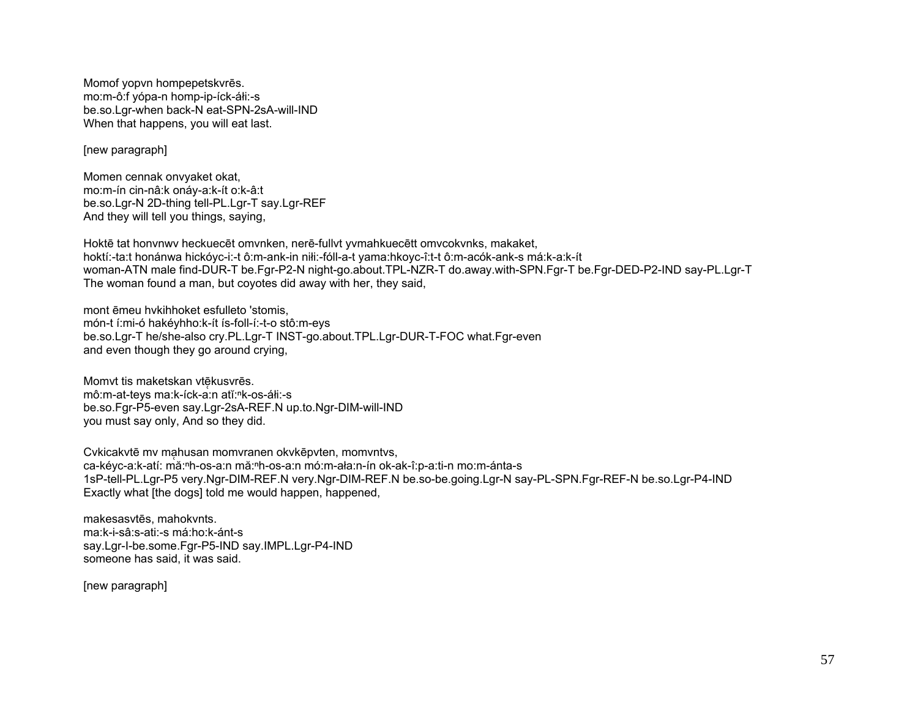Momof yopvn hompepetskvrēs.
mo:m-ô:f yópa-n homp-ip-íck-áłi:-s
be.so.Lgr-when back-N eat-SPN-2sA-will-IND
When that happens, you will eat last.

[new paragraph]

Momen cennak onvyaket okat,
mo:m-ín cin-nâ:k onáy-a:k-ít o:k-â:t
be.so.Lgr-N 2D-thing tell-PL.Lgr-T say.Lgr-REF
And they will tell you things, saying,

Hoktē tat honvnwv heckuecēt omvnken, nerē-fullvt yvmahkuecētt omvcokvnks, makaket,
hoktí:-ta:t honánwa hickóyc-i:-t ô:m-ank-in niłi:-fóll-a-t yama:hkoyc-î:t-t ô:m-acók-ank-s má:k-a:k-ít
woman-ATN male find-DUR-T be.Fgr-P2-N night-go.about.TPL-NZR-T do.away.with-SPN.Fgr-T be.Fgr-DED-P2-IND say-PL.Lgr-T
The woman found a man, but coyotes did away with her, they said,

mont ēmeu hvkihhoket esfulleto 'stomis,
món-t í:mi-ó hakéyhho:k-ít ís-foll-í:-t-o stô:m-eys
be.so.Lgr-T he/she-also cry.PL.Lgr-T INST-go.about.TPL.Lgr-DUR-T-FOC what.Fgr-even
and even though they go around crying,

Momvt tis maketskan vtē̜kusvrēs.
mô:m-at-teys ma:k-íck-a̜:n atĭ:ⁿk-os-áłi:-s
be.so.Fgr-P5-even say.Lgr-2sA-REF.N up.to.Ngr-DIM-will-IND
you must say only, And so they did.

Cvkicakvtē mv ma̜husan momvranen okvkēpvten, momvntvs,
ca-kéyc-a:k-atí: mă̜:ⁿh-os-a:n mă:ⁿh-os-a:n mó:m-ała:n-ín ok-ak-î:p-a:ti-n mo:m-ánta-s
1sP-tell-PL.Lgr-P5 very.Ngr-DIM-REF.N very.Ngr-DIM-REF.N be.so-be.going.Lgr-N say-PL-SPN.Fgr-REF-N be.so.Lgr-P4-IND
Exactly what [the dogs] told me would happen, happened,

makesasvtēs, mahokvnts.
ma:k-i-sâ:s-ati:-s má:ho:k-ánt-s
say.Lgr-I-be.some.Fgr-P5-IND say.IMPL.Lgr-P4-IND
someone has said, it was said.

[new paragraph]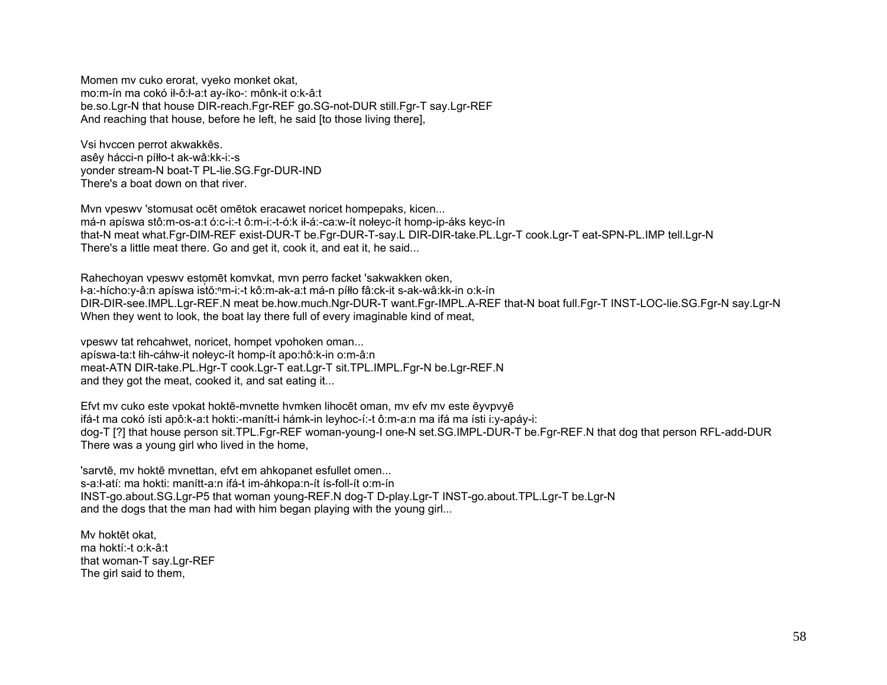Momen mv cuko erorat, vyeko monket okat,
mo:m-ín ma cokó ił-ô:ł-a:t ay-íko-: mônk-it o:k-â:t
be.so.Lgr-N that house DIR-reach.Fgr-REF go.SG-not-DUR still.Fgr-T say.Lgr-REF
And reaching that house, before he left, he said [to those living there],

Vsi hvccen perrot akwakkēs.
asêy hácci-n píłło-t ak-wâ:kk-i:-s
yonder stream-N boat-T PL-lie.SG.Fgr-DUR-IND
There's a boat down on that river.

Mvn vpeswv 'stomusat ocēt omētok eracawet noricet hompepaks, kicen...
má-n apíswa stô:m-os-a:t ó:c-i:-t ô:m-i:-t-ó:k ił-á:-ca:w-ít nołeyc-ít homp-ip-áks keyc-ín
that-N meat what.Fgr-DIM-REF exist-DUR-T be.Fgr-DUR-T-say.L DIR-DIR-take.PL.Lgr-T cook.Lgr-T eat-SPN-PL.IMP tell.Lgr-N
There's a little meat there. Go and get it, cook it, and eat it, he said...

Rahechoyan vpeswv estọmēt komvkat, mvn perro facket 'sakwakken oken,
ł-a:-hícho:y-â:n apíswa istŏ:ⁿm-i:-t kô:m-ak-a:t má-n píłło fâ:ck-it s-ak-wâ:kk-in o:k-ín
DIR-DIR-see.IMPL.Lgr-REF.N meat be.how.much.Ngr-DUR-T want.Fgr-IMPL.A-REF that-N boat full.Fgr-T INST-LOC-lie.SG.Fgr-N say.Lgr-N
When they went to look, the boat lay there full of every imaginable kind of meat,

vpeswv tat rehcahwet, noricet, hompet vpohoken oman...
apíswa-ta:t łih-cáhw-it nołeyc-ít homp-ít apo:hô:k-in o:m-â:n
meat-ATN DIR-take.PL.Hgr-T cook.Lgr-T eat.Lgr-T sit.TPL.IMPL.Fgr-N be.Lgr-REF.N
and they got the meat, cooked it, and sat eating it...

Efvt mv cuko este vpokat hoktē-mvnette hvmken lihocēt oman, mv efv mv este ēyvpvyē
ifá-t ma cokó ísti apô:k-a:t hokti:-manítt-i hámk-in leyhoc-í:-t ô:m-a:n ma ifá ma ísti i:y-apáy-i:
dog-T [?] that house person sit.TPL.Fgr-REF woman-young-I one-N set.SG.IMPL-DUR-T be.Fgr-REF.N that dog that person RFL-add-DUR
There was a young girl who lived in the home,

'sarvtē, mv hoktē mvnettan, efvt em ahkopanet esfullet omen...
s-a:ł-atí: ma hokti: manítt-a:n ifá-t im-áhkopa:n-ít ís-foll-ít o:m-ín
INST-go.about.SG.Lgr-P5 that woman young-REF.N dog-T D-play.Lgr-T INST-go.about.TPL.Lgr-T be.Lgr-N
and the dogs that the man had with him began playing with the young girl...

Mv hoktēt okat,
ma hoktí:-t o:k-â:t
that woman-T say.Lgr-REF
The girl said to them,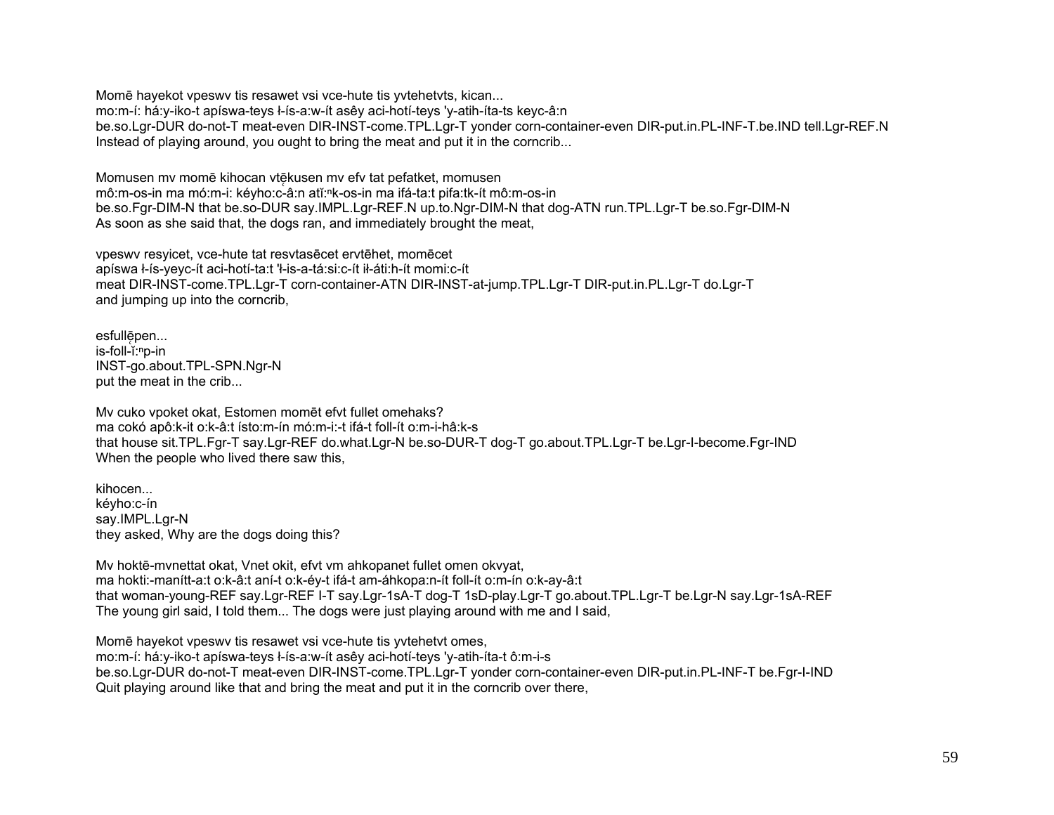Momē hayekot vpeswv tis resawet vsi vce-hute tis yvtehetvts, kican...
mo:m-í: há:y-iko-t apíswa-teys ɬ-ís-a:w-ít asêy aci-hotí-teys 'y-atih-íta-ts keyc-â:n
be.so.Lgr-DUR do-not-T meat-even DIR-INST-come.TPL.Lgr-T yonder corn-container-even DIR-put.in.PL-INF-T.be.IND tell.Lgr-REF.N
Instead of playing around, you ought to bring the meat and put it in the corncrib...

Momusen mv momē kihocan vtẹ̄kusen mv efv tat pefatket, momusen
mô:m-os-in ma mó:m-i: kéyho:c̨-â:n atĭ:$^{n}$k-os-in ma ifá-ta:t pifa:tk-ít mô:m-os-in
be.so.Fgr-DIM-N that be.so-DUR say.IMPL.Lgr-REF.N up.to.Ngr-DIM-N that dog-ATN run.TPL.Lgr-T be.so.Fgr-DIM-N
As soon as she said that, the dogs ran, and immediately brought the meat,

vpeswv resyicet, vce-hute tat resvtasēcet ervtēhet, momēcet
apíswa ɬ-ís-yeyc-ít aci-hotí-ta:t 'ɬ-is-a-tá:si:c-ít iɬ-áti:h-ít momi:c-ít
meat DIR-INST-come.TPL.Lgr-T corn-container-ATN DIR-INST-at-jump.TPL.Lgr-T DIR-put.in.PL.Lgr-T do.Lgr-T
and jumping up into the corncrib,

esfullẹ̄pen...
is-foll-į̆:$^{n}$p-in
INST-go.about.TPL-SPN.Ngr-N
put the meat in the crib...

Mv cuko vpoket okat, Estomen momēt efvt fullet omehaks?
ma cokó apô:k-it o:k-â:t ísto:m-ín mó:m-i:-t ifá-t foll-ít o:m-i-hâ:k-s
that house sit.TPL.Fgr-T say.Lgr-REF do.what.Lgr-N be.so-DUR-T dog-T go.about.TPL.Lgr-T be.Lgr-I-become.Fgr-IND
When the people who lived there saw this,

kihocen...
kéyho:c-ín
say.IMPL.Lgr-N
they asked, Why are the dogs doing this?

Mv hoktē-mvnettat okat, Vnet okit, efvt vm ahkopanet fullet omen okvyat,
ma hokti:-manítt-a:t o:k-â:t aní-t o:k-éy-t ifá-t am-áhkopa:n-ít foll-ít o:m-ín o:k-ay-â:t
that woman-young-REF say.Lgr-REF I-T say.Lgr-1sA-T dog-T 1sD-play.Lgr-T go.about.TPL.Lgr-T be.Lgr-N say.Lgr-1sA-REF
The young girl said, I told them... The dogs were just playing around with me and I said,

Momē hayekot vpeswv tis resawet vsi vce-hute tis yvtehetvt omes,
mo:m-í: há:y-iko-t apíswa-teys ɬ-ís-a:w-ít asêy aci-hotí-teys 'y-atih-íta-t ô:m-i-s
be.so.Lgr-DUR do-not-T meat-even DIR-INST-come.TPL.Lgr-T yonder corn-container-even DIR-put.in.PL-INF-T be.Fgr-I-IND
Quit playing around like that and bring the meat and put it in the corncrib over there,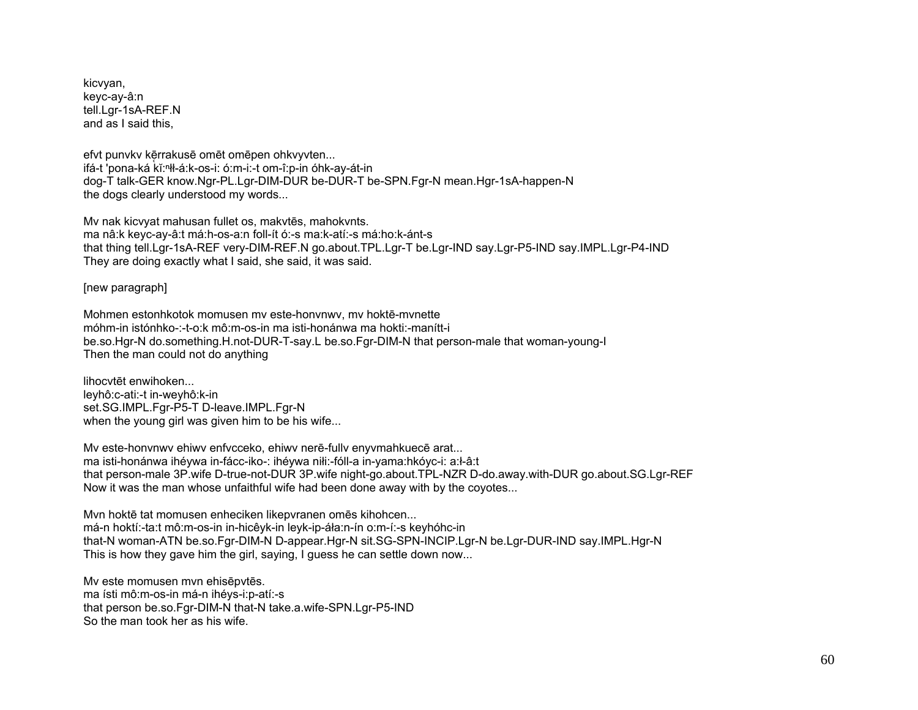kicvyan,
keyc-ay-â:n
tell.Lgr-1sA-REF.N
and as I said this,

efvt punvkv kērrakusē omēt omēpen ohkvyvten...
ifá-t 'pona-ká kǐ:ⁿɬ-á:k-os-i: ó:m-i:-t om-î:p-in óhk-ay-át-in
dog-T talk-GER know.Ngr-PL.Lgr-DIM-DUR be-DUR-T be-SPN.Fgr-N mean.Hgr-1sA-happen-N
the dogs clearly understood my words...

Mv nak kicvyat mahusan fullet os, makvtēs, mahokvnts.
ma nâ:k keyc-ay-â:t má:h-os-a:n foll-ít ó:-s ma:k-atí:-s má:ho:k-ánt-s
that thing tell.Lgr-1sA-REF very-DIM-REF.N go.about.TPL.Lgr-T be.Lgr-IND say.Lgr-P5-IND say.IMPL.Lgr-P4-IND
They are doing exactly what I said, she said, it was said.

[new paragraph]

Mohmen estonhkotok momusen mv este-honvnwv, mv hoktē-mvnette
móhm-in istónhko-:-t-o:k mô:m-os-in ma isti-honánwa ma hokti:-manítt-i
be.so.Hgr-N do.something.H.not-DUR-T-say.L be.so.Fgr-DIM-N that person-male that woman-young-I
Then the man could not do anything

lihocvtēt enwihoken...
leyhô:c-ati:-t in-weyhô:k-in
set.SG.IMPL.Fgr-P5-T D-leave.IMPL.Fgr-N
when the young girl was given him to be his wife...

Mv este-honvnwv ehiwv enfvcceko, ehiwv nerē-fullv enyvmahkuecē arat...
ma isti-honánwa ihéywa in-fácc-iko-: ihéywa niɬi:-fóll-a in-yama:hkóyc-i: a:ɬ-â:t
that person-male 3P.wife D-true-not-DUR 3P.wife night-go.about.TPL-NZR D-do.away.with-DUR go.about.SG.Lgr-REF
Now it was the man whose unfaithful wife had been done away with by the coyotes...

Mvn hoktē tat momusen enheciken likepvranen omēs kihohcen...
má-n hoktí:-ta:t mô:m-os-in in-hicêyk-in leyk-ip-áɬa:n-ín o:m-í:-s keyhóhc-in
that-N woman-ATN be.so.Fgr-DIM-N D-appear.Hgr-N sit.SG-SPN-INCIP.Lgr-N be.Lgr-DUR-IND say.IMPL.Hgr-N
This is how they gave him the girl, saying, I guess he can settle down now...

Mv este momusen mvn ehisēpvtēs.
ma ísti mô:m-os-in má-n ihéys-i:p-atí:-s
that person be.so.Fgr-DIM-N that-N take.a.wife-SPN.Lgr-P5-IND
So the man took her as his wife.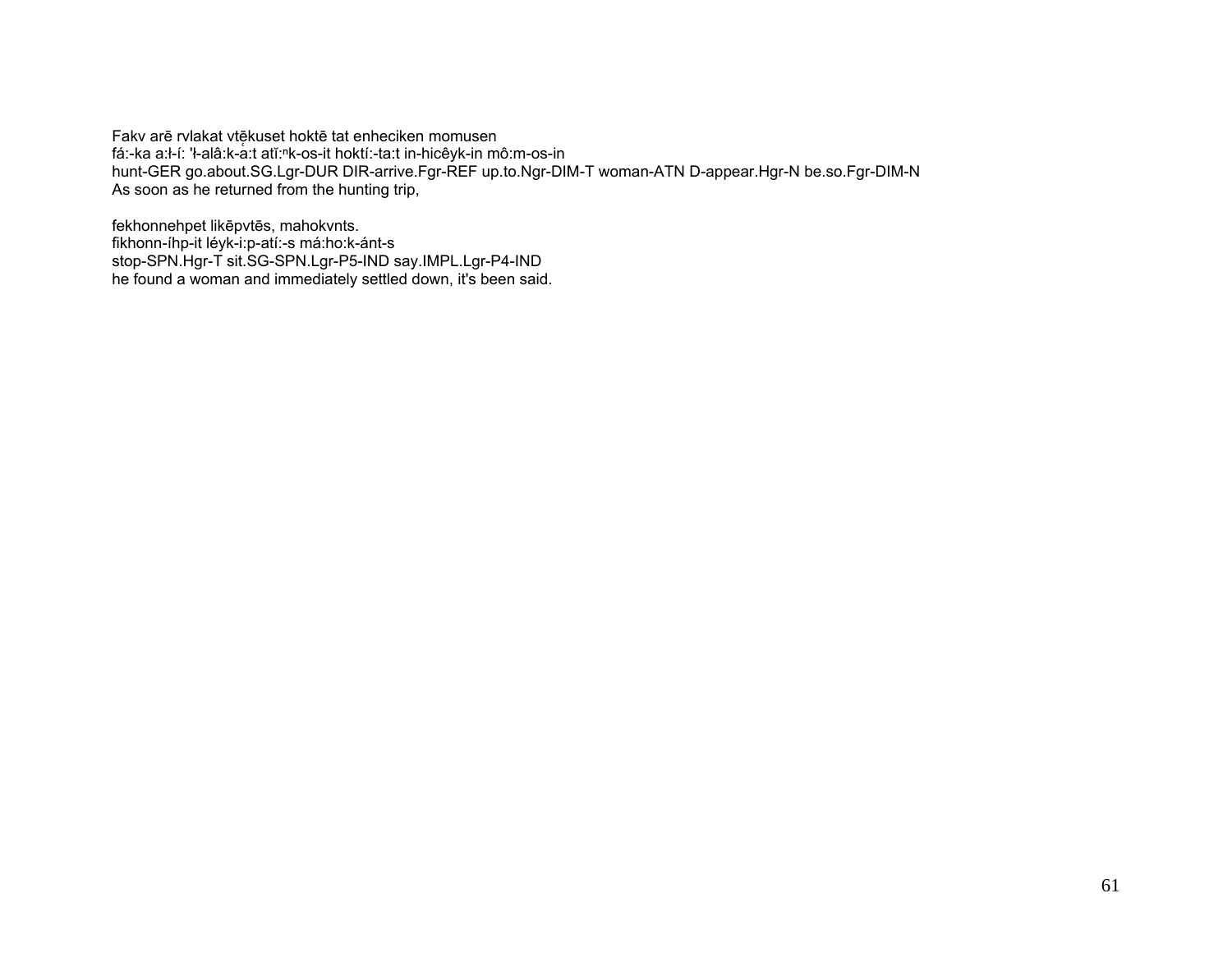Fakv arē rvlakat vtē̜kuset hoktē tat enheciken momusen
fá:-ka a:ɬ-í: 'ɬ-alâ:k-a̜:t atĭ:ⁿk-os-it hoktí:-ta:t in-hicêyk-in mô:m-os-in
hunt-GER go.about.SG.Lgr-DUR DIR-arrive.Fgr-REF up.to.Ngr-DIM-T woman-ATN D-appear.Hgr-N be.so.Fgr-DIM-N
As soon as he returned from the hunting trip,

fekhonnehpet likēpvtēs, mahokvnts.
fikhonn-íhp-it léyk-i:p-atí:-s má:ho:k-ánt-s
stop-SPN.Hgr-T sit.SG-SPN.Lgr-P5-IND say.IMPL.Lgr-P4-IND
he found a woman and immediately settled down, it's been said.